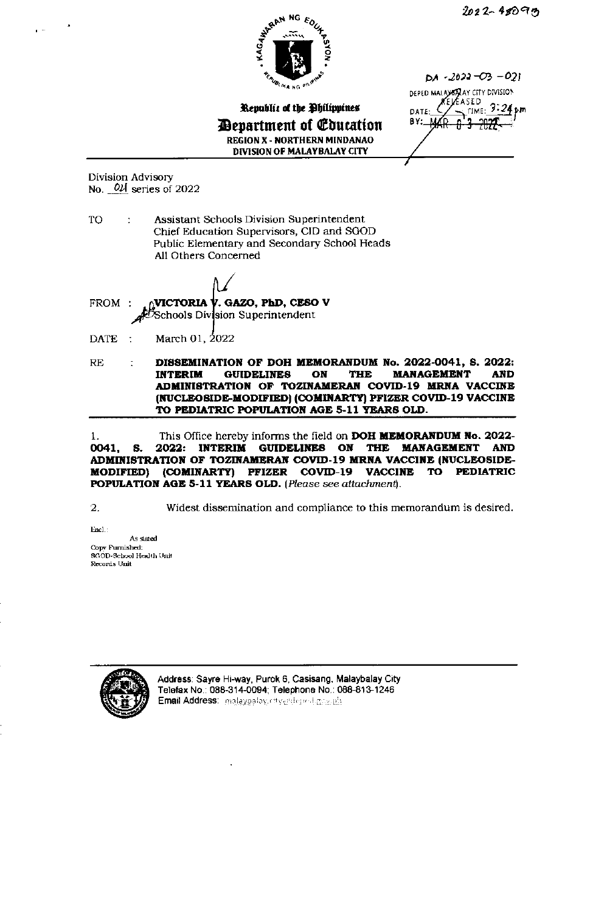2022-48090

DA -2022-03-021

DEPED MALAYBALAY CITY DIVISION
RELEASED
DATE: TIME: 3:24 pm
BY: MAR 03 2022

Republic of the Philippines
**Department of Education**
REGION X - NORTHERN MINDANAO
DIVISION OF MALAYBALAY CITY

Division Advisory
No. 04 series of 2022

TO : Assistant Schools Division Superintendent
Chief Education Supervisors, CID and SGOD
Public Elementary and Secondary School Heads
All Others Concerned

FROM : **VICTORIA V. GAZO, PhD, CESO V**
Schools Division Superintendent

DATE : March 01, 2022

RE : **DISSEMINATION OF DOH MEMORANDUM No. 2022-0041, S. 2022: INTERIM GUIDELINES ON THE MANAGEMENT AND ADMINISTRATION OF TOZINAMERAN COVID-19 MRNA VACCINE (NUCLEOSIDE-MODIFIED) (COMINARTY) PFIZER COVID-19 VACCINE TO PEDIATRIC POPULATION AGE 5-11 YEARS OLD.**

1. This Office hereby informs the field on **DOH MEMORANDUM No. 2022-0041, S. 2022: INTERIM GUIDELINES ON THE MANAGEMENT AND ADMINISTRATION OF TOZINAMERAN COVID-19 MRNA VACCINE (NUCLEOSIDE-MODIFIED) (COMINARTY) PFIZER COVID-19 VACCINE TO PEDIATRIC POPULATION AGE 5-11 YEARS OLD.** (*Please see attachment*).

2. Widest dissemination and compliance to this memorandum is desired.

Encl.:
As stated
Copy Furnished:
SGOD-School Health Unit
Records Unit

Address: Sayre Hi-way, Purok 6, Casisang, Malaybalay City
Telefax No.: 088-314-0094; Telephone No.: 088-813-1246
Email Address: malaybalay.city@deped.gov.ph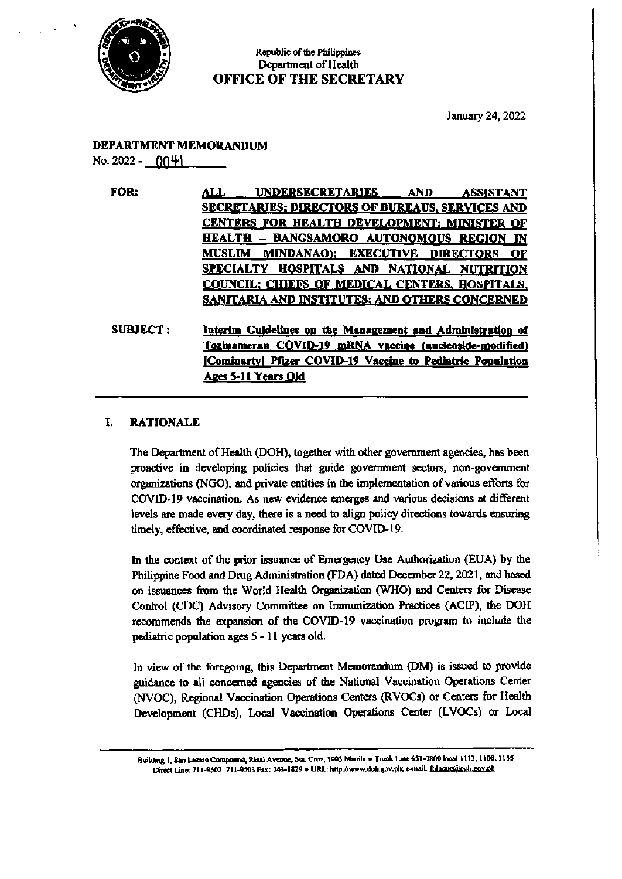Republic of the Philippines
Department of Health
**OFFICE OF THE SECRETARY**

January 24, 2022

**DEPARTMENT MEMORANDUM**
No. 2022 - 0041

**FOR:** **ALL UNDERSECRETARIES AND ASSISTANT SECRETARIES; DIRECTORS OF BUREAUS, SERVICES AND CENTERS FOR HEALTH DEVELOPMENT; MINISTER OF HEALTH – BANGSAMORO AUTONOMOUS REGION IN MUSLIM MINDANAO); EXECUTIVE DIRECTORS OF SPECIALTY HOSPITALS AND NATIONAL NUTRITION COUNCIL; CHIEFS OF MEDICAL CENTERS, HOSPITALS, SANITARIA AND INSTITUTES; AND OTHERS CONCERNED**

**SUBJECT:** **Interim Guidelines on the Management and Administration of Tozinameran COVID-19 mRNA vaccine (nucleoside-modified) [Comirnaty] Pfizer COVID-19 Vaccine to Pediatric Population Ages 5-11 Years Old**

## I. RATIONALE

The Department of Health (DOH), together with other government agencies, has been proactive in developing policies that guide government sectors, non-government organizations (NGO), and private entities in the implementation of various efforts for COVID-19 vaccination. As new evidence emerges and various decisions at different levels are made every day, there is a need to align policy directions towards ensuring timely, effective, and coordinated response for COVID-19.

In the context of the prior issuance of Emergency Use Authorization (EUA) by the Philippine Food and Drug Administration (FDA) dated December 22, 2021, and based on issuances from the World Health Organization (WHO) and Centers for Disease Control (CDC) Advisory Committee on Immunization Practices (ACIP), the DOH recommends the expansion of the COVID-19 vaccination program to include the pediatric population ages 5 - 11 years old.

In view of the foregoing, this Department Memorandum (DM) is issued to provide guidance to all concerned agencies of the National Vaccination Operations Center (NVOC), Regional Vaccination Operations Centers (RVOCs) or Centers for Health Development (CHDs), Local Vaccination Operations Center (LVOCs) or Local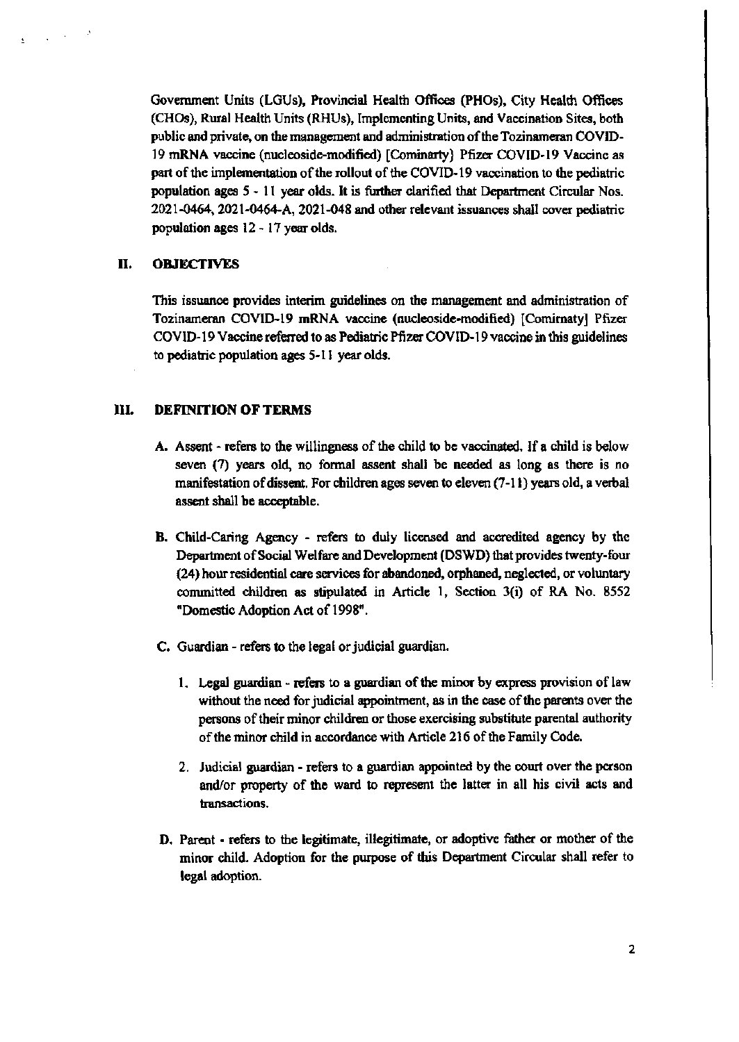Government Units (LGUs), Provincial Health Offices (PHOs), City Health Offices (CHOs), Rural Health Units (RHUs), Implementing Units, and Vaccination Sites, both public and private, on the management and administration of the Tozinameran COVID-19 mRNA vaccine (nucleoside-modified) [Comirnaty] Pfizer COVID-19 Vaccine as part of the implementation of the rollout of the COVID-19 vaccination to the pediatric population ages 5 - 11 year olds. It is further clarified that Department Circular Nos. 2021-0464, 2021-0464-A, 2021-048 and other relevant issuances shall cover pediatric population ages 12 - 17 year olds.

## II. OBJECTIVES

This issuance provides interim guidelines on the management and administration of Tozinameran COVID-19 mRNA vaccine (nucleoside-modified) [Comirnaty] Pfizer COVID-19 Vaccine referred to as Pediatric Pfizer COVID-19 vaccine in this guidelines to pediatric population ages 5-11 year olds.

## III. DEFINITION OF TERMS

A. Assent - refers to the willingness of the child to be vaccinated. If a child is below seven (7) years old, no formal assent shall be needed as long as there is no manifestation of dissent. For children ages seven to eleven (7-11) years old, a verbal assent shall be acceptable.

B. Child-Caring Agency - refers to duly licensed and accredited agency by the Department of Social Welfare and Development (DSWD) that provides twenty-four (24) hour residential care services for abandoned, orphaned, neglected, or voluntary committed children as stipulated in Article 1, Section 3(i) of RA No. 8552 "Domestic Adoption Act of 1998".

C. Guardian - refers to the legal or judicial guardian.

1. Legal guardian - refers to a guardian of the minor by express provision of law without the need for judicial appointment, as in the case of the parents over the persons of their minor children or those exercising substitute parental authority of the minor child in accordance with Article 216 of the Family Code.

2. Judicial guardian - refers to a guardian appointed by the court over the person and/or property of the ward to represent the latter in all his civil acts and transactions.

D. Parent - refers to the legitimate, illegitimate, or adoptive father or mother of the minor child. Adoption for the purpose of this Department Circular shall refer to legal adoption.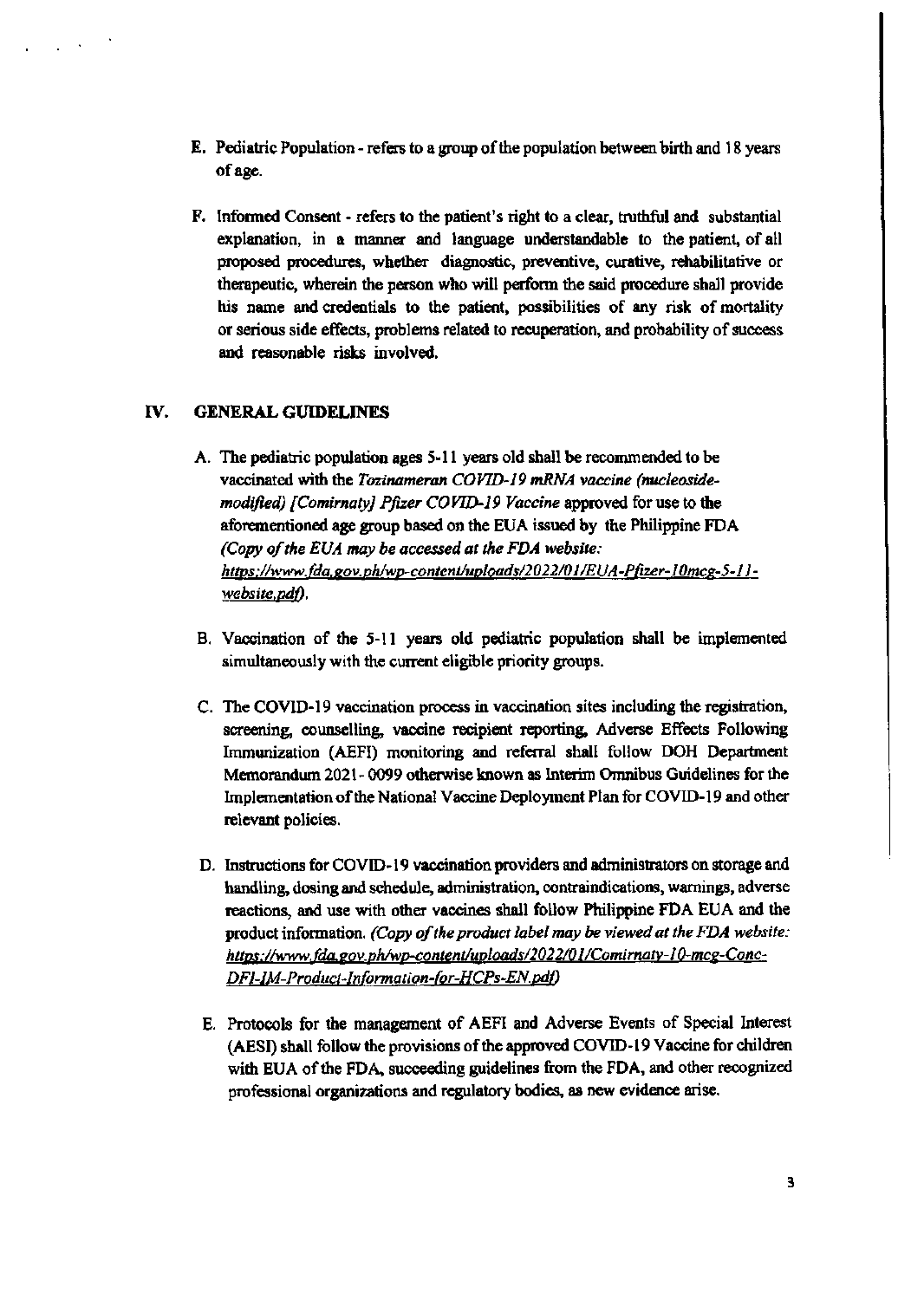E. Pediatric Population - refers to a group of the population between birth and 18 years of age.

F. Informed Consent - refers to the patient's right to a clear, truthful and substantial explanation, in a manner and language understandable to the patient, of all proposed procedures, whether diagnostic, preventive, curative, rehabilitative or therapeutic, wherein the person who will perform the said procedure shall provide his name and credentials to the patient, possibilities of any risk of mortality or serious side effects, problems related to recuperation, and probability of success and reasonable risks involved.

## IV. GENERAL GUIDELINES

A. The pediatric population ages 5-11 years old shall be recommended to be vaccinated with the *Tozinameran COVID-19 mRNA vaccine (nucleoside-modified) [Comirnaty] Pfizer COVID-19 Vaccine* approved for use to the aforementioned age group based on the EUA issued by the Philippine FDA *(Copy of the EUA may be accessed at the FDA website: https://www.fda.gov.ph/wp-content/uploads/2022/01/EUA-Pfizer-10mcg-5-11-website.pdf).*

B. Vaccination of the 5-11 years old pediatric population shall be implemented simultaneously with the current eligible priority groups.

C. The COVID-19 vaccination process in vaccination sites including the registration, screening, counselling, vaccine recipient reporting, Adverse Effects Following Immunization (AEFI) monitoring and referral shall follow DOH Department Memorandum 2021-0099 otherwise known as Interim Omnibus Guidelines for the Implementation of the National Vaccine Deployment Plan for COVID-19 and other relevant policies.

D. Instructions for COVID-19 vaccination providers and administrators on storage and handling, dosing and schedule, administration, contraindications, warnings, adverse reactions, and use with other vaccines shall follow Philippine FDA EUA and the product information. *(Copy of the product label may be viewed at the FDA website: https://www.fda.gov.ph/wp-content/uploads/2022/01/Comirnaty-10-mcg-Conc-DFI-IM-Product-Information-for-HCPs-EN.pdf)*

E. Protocols for the management of AEFI and Adverse Events of Special Interest (AESI) shall follow the provisions of the approved COVID-19 Vaccine for children with EUA of the FDA, succeeding guidelines from the FDA, and other recognized professional organizations and regulatory bodies, as new evidence arise.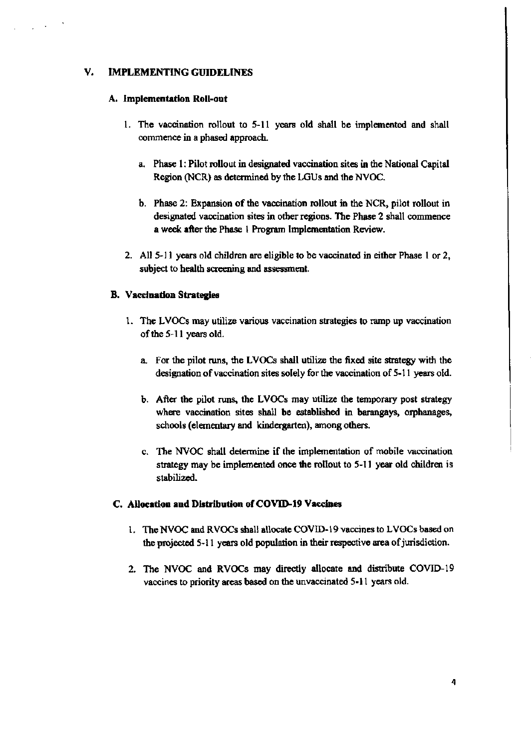## V. IMPLEMENTING GUIDELINES

### A. Implementation Roll-out

1. The vaccination rollout to 5-11 years old shall be implemented and shall commence in a phased approach.

   a. Phase 1: Pilot rollout in designated vaccination sites in the National Capital Region (NCR) as determined by the LGUs and the NVOC.

   b. Phase 2: Expansion of the vaccination rollout in the NCR, pilot rollout in designated vaccination sites in other regions. The Phase 2 shall commence a week after the Phase 1 Program Implementation Review.

2. All 5-11 years old children are eligible to be vaccinated in either Phase 1 or 2, subject to health screening and assessment.

### B. Vaccination Strategies

1. The LVOCs may utilize various vaccination strategies to ramp up vaccination of the 5-11 years old.

   a. For the pilot runs, the LVOCs shall utilize the fixed site strategy with the designation of vaccination sites solely for the vaccination of 5-11 years old.

   b. After the pilot runs, the LVOCs may utilize the temporary post strategy where vaccination sites shall be established in barangays, orphanages, schools (elementary and kindergarten), among others.

   c. The NVOC shall determine if the implementation of mobile vaccination strategy may be implemented once the rollout to 5-11 year old children is stabilized.

### C. Allocation and Distribution of COVID-19 Vaccines

1. The NVOC and RVOCs shall allocate COVID-19 vaccines to LVOCs based on the projected 5-11 years old population in their respective area of jurisdiction.

2. The NVOC and RVOCs may directly allocate and distribute COVID-19 vaccines to priority areas based on the unvaccinated 5-11 years old.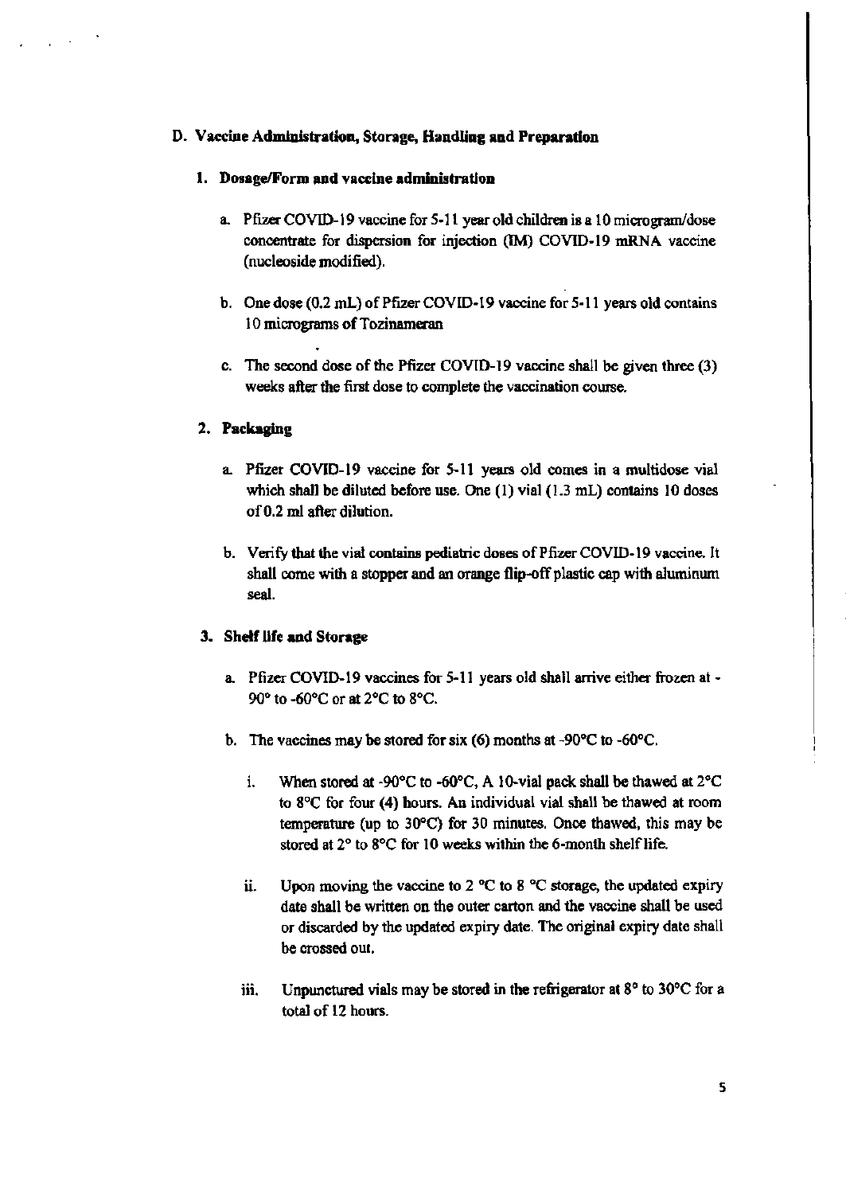## D. Vaccine Administration, Storage, Handling and Preparation

### 1. Dosage/Form and vaccine administration

a. Pfizer COVID-19 vaccine for 5-11 year old children is a 10 microgram/dose concentrate for dispersion for injection (IM) COVID-19 mRNA vaccine (nucleoside modified).

b. One dose (0.2 mL) of Pfizer COVID-19 vaccine for 5-11 years old contains 10 micrograms of Tozinameran

c. The second dose of the Pfizer COVID-19 vaccine shall be given three (3) weeks after the first dose to complete the vaccination course.

### 2. Packaging

a. Pfizer COVID-19 vaccine for 5-11 years old comes in a multidose vial which shall be diluted before use. One (1) vial (1.3 mL) contains 10 doses of 0.2 ml after dilution.

b. Verify that the vial contains pediatric doses of Pfizer COVID-19 vaccine. It shall come with a stopper and an orange flip-off plastic cap with aluminum seal.

### 3. Shelf life and Storage

a. Pfizer COVID-19 vaccines for 5-11 years old shall arrive either frozen at -90° to -60°C or at 2°C to 8°C.

b. The vaccines may be stored for six (6) months at -90°C to -60°C.

   i. When stored at -90°C to -60°C, A 10-vial pack shall be thawed at 2°C to 8°C for four (4) hours. An individual vial shall be thawed at room temperature (up to 30°C) for 30 minutes. Once thawed, this may be stored at 2° to 8°C for 10 weeks within the 6-month shelf life.

   ii. Upon moving the vaccine to 2 °C to 8 °C storage, the updated expiry date shall be written on the outer carton and the vaccine shall be used or discarded by the updated expiry date. The original expiry date shall be crossed out.

   iii. Unpunctured vials may be stored in the refrigerator at 8° to 30°C for a total of 12 hours.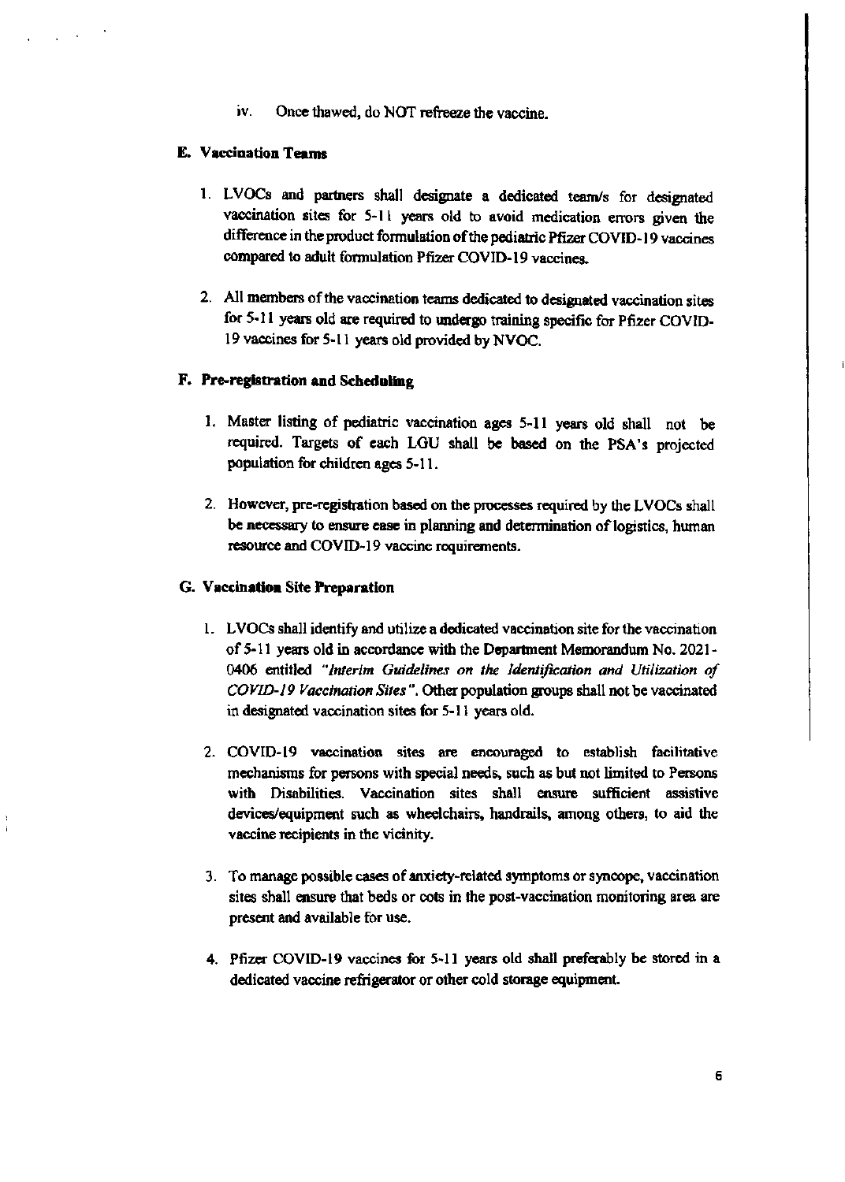iv. Once thawed, do NOT refreeze the vaccine.

**E. Vaccination Teams**

1. LVOCs and partners shall designate a dedicated team/s for designated vaccination sites for 5-11 years old to avoid medication errors given the difference in the product formulation of the pediatric Pfizer COVID-19 vaccines compared to adult formulation Pfizer COVID-19 vaccines.

2. All members of the vaccination teams dedicated to designated vaccination sites for 5-11 years old are required to undergo training specific for Pfizer COVID-19 vaccines for 5-11 years old provided by NVOC.

**F. Pre-registration and Scheduling**

1. Master listing of pediatric vaccination ages 5-11 years old shall not be required. Targets of each LGU shall be based on the PSA's projected population for children ages 5-11.

2. However, pre-registration based on the processes required by the LVOCs shall be necessary to ensure ease in planning and determination of logistics, human resource and COVID-19 vaccine requirements.

**G. Vaccination Site Preparation**

1. LVOCs shall identify and utilize a dedicated vaccination site for the vaccination of 5-11 years old in accordance with the Department Memorandum No. 2021-0406 entitled *"Interim Guidelines on the Identification and Utilization of COVID-19 Vaccination Sites"*. Other population groups shall not be vaccinated in designated vaccination sites for 5-11 years old.

2. COVID-19 vaccination sites are encouraged to establish facilitative mechanisms for persons with special needs, such as but not limited to Persons with Disabilities. Vaccination sites shall ensure sufficient assistive devices/equipment such as wheelchairs, handrails, among others, to aid the vaccine recipients in the vicinity.

3. To manage possible cases of anxiety-related symptoms or syncope, vaccination sites shall ensure that beds or cots in the post-vaccination monitoring area are present and available for use.

4. Pfizer COVID-19 vaccines for 5-11 years old shall preferably be stored in a dedicated vaccine refrigerator or other cold storage equipment.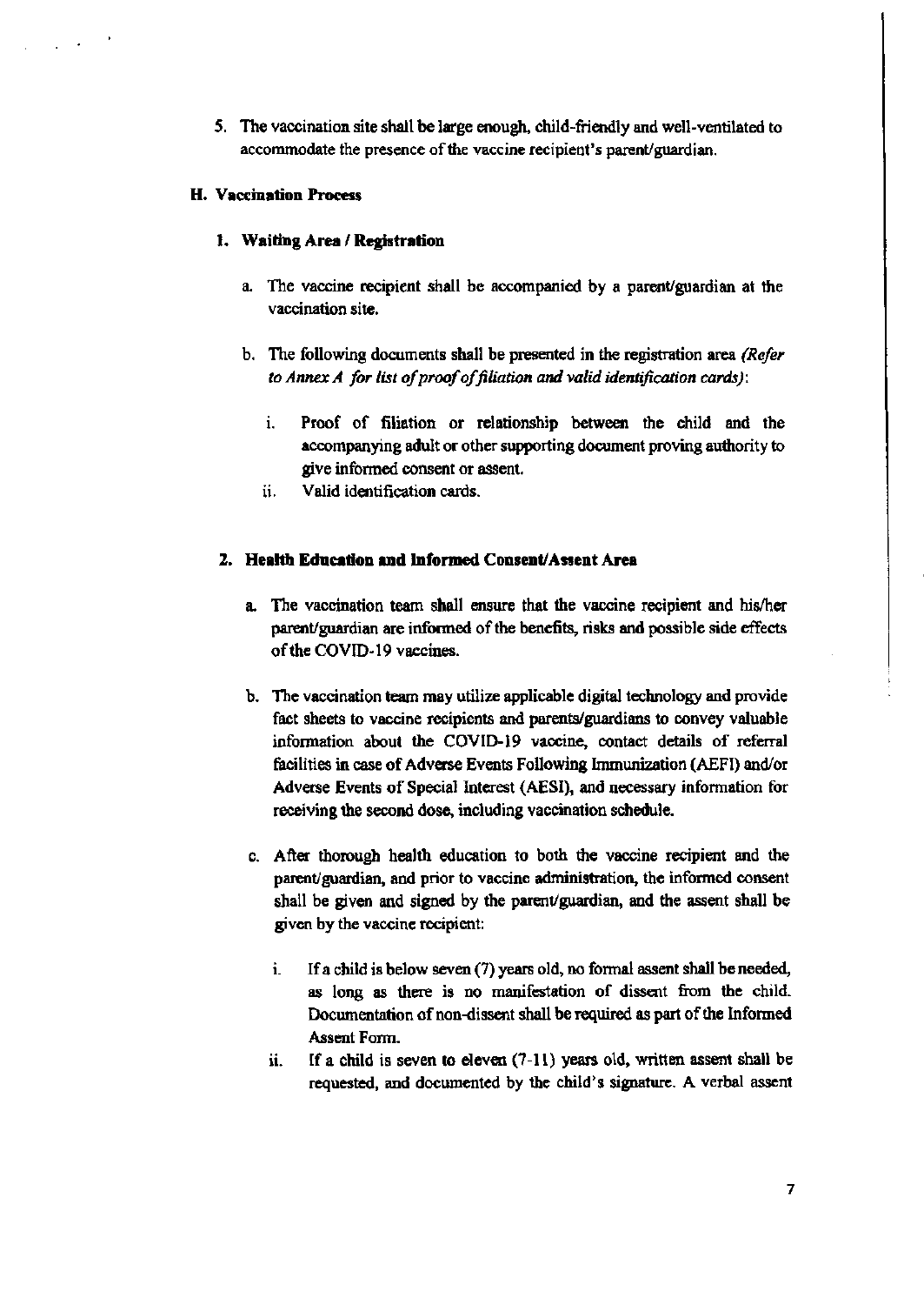5. The vaccination site shall be large enough, child-friendly and well-ventilated to accommodate the presence of the vaccine recipient's parent/guardian.

### H. Vaccination Process

#### 1. Waiting Area / Registration

a. The vaccine recipient shall be accompanied by a parent/guardian at the vaccination site.

b. The following documents shall be presented in the registration area *(Refer to Annex A for list of proof of filiation and valid identification cards)*:

   i. Proof of filiation or relationship between the child and the accompanying adult or other supporting document proving authority to give informed consent or assent.

   ii. Valid identification cards.

#### 2. Health Education and Informed Consent/Assent Area

a. The vaccination team shall ensure that the vaccine recipient and his/her parent/guardian are informed of the benefits, risks and possible side effects of the COVID-19 vaccines.

b. The vaccination team may utilize applicable digital technology and provide fact sheets to vaccine recipients and parents/guardians to convey valuable information about the COVID-19 vaccine, contact details of referral facilities in case of Adverse Events Following Immunization (AEFI) and/or Adverse Events of Special Interest (AESI), and necessary information for receiving the second dose, including vaccination schedule.

c. After thorough health education to both the vaccine recipient and the parent/guardian, and prior to vaccine administration, the informed consent shall be given and signed by the parent/guardian, and the assent shall be given by the vaccine recipient:

   i. If a child is below seven (7) years old, no formal assent shall be needed, as long as there is no manifestation of dissent from the child. Documentation of non-dissent shall be required as part of the Informed Assent Form.

   ii. If a child is seven to eleven (7-11) years old, written assent shall be requested, and documented by the child's signature. A verbal assent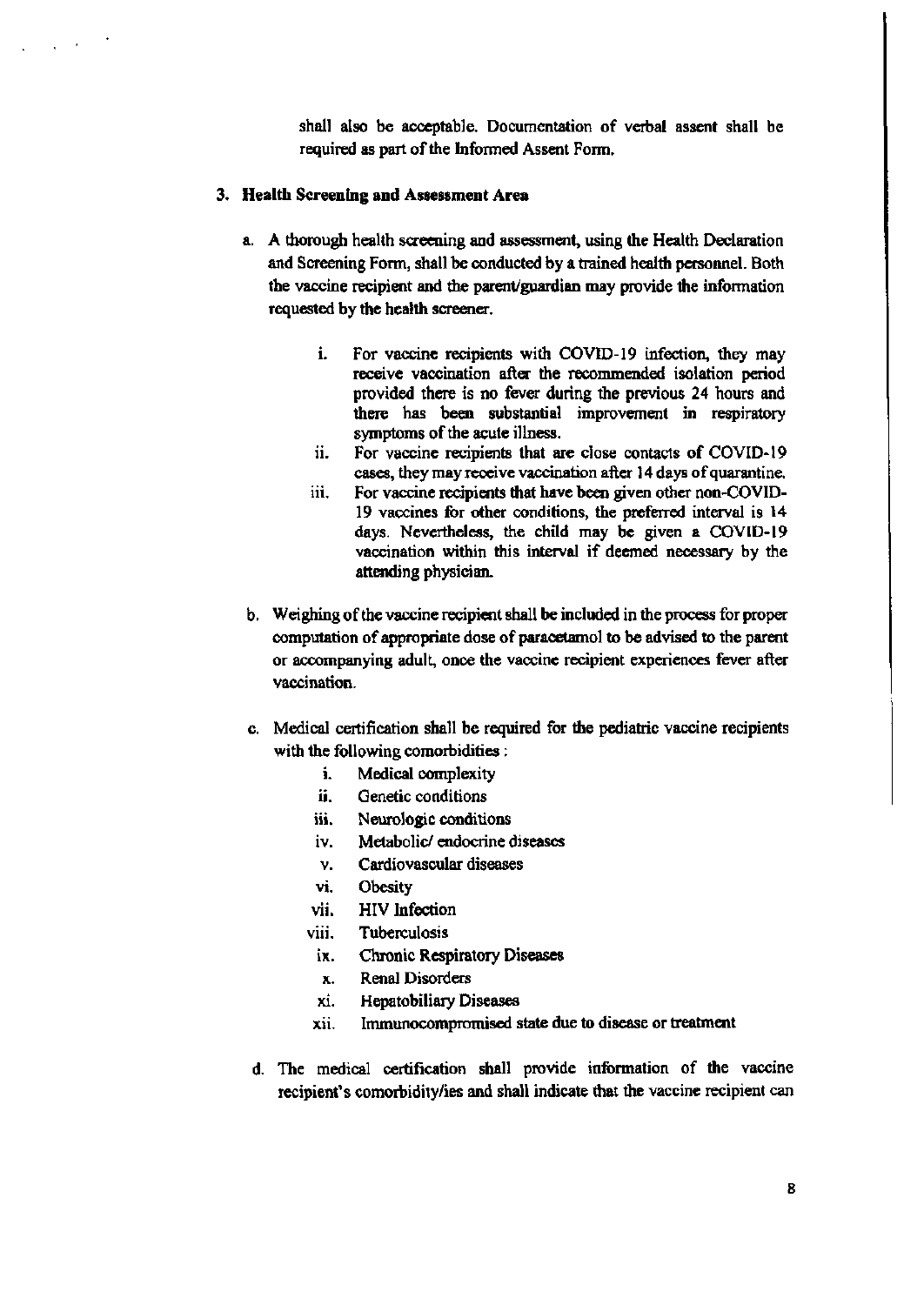shall also be acceptable. Documentation of verbal assent shall be required as part of the Informed Assent Form.

### 3. Health Screening and Assessment Area

a. A thorough health screening and assessment, using the Health Declaration and Screening Form, shall be conducted by a trained health personnel. Both the vaccine recipient and the parent/guardian may provide the information requested by the health screener.

   i. For vaccine recipients with COVID-19 infection, they may receive vaccination after the recommended isolation period provided there is no fever during the previous 24 hours and there has been substantial improvement in respiratory symptoms of the acute illness.
   
   ii. For vaccine recipients that are close contacts of COVID-19 cases, they may receive vaccination after 14 days of quarantine.
   
   iii. For vaccine recipients that have been given other non-COVID-19 vaccines for other conditions, the preferred interval is 14 days. Nevertheless, the child may be given a COVID-19 vaccination within this interval if deemed necessary by the attending physician.

b. Weighing of the vaccine recipient shall be included in the process for proper computation of appropriate dose of paracetamol to be advised to the parent or accompanying adult, once the vaccine recipient experiences fever after vaccination.

c. Medical certification shall be required for the pediatric vaccine recipients with the following comorbidities :

   i. Medical complexity
   
   ii. Genetic conditions
   
   iii. Neurologic conditions
   
   iv. Metabolic/ endocrine diseases
   
   v. Cardiovascular diseases
   
   vi. Obesity
   
   vii. HIV Infection
   
   viii. Tuberculosis
   
   ix. Chronic Respiratory Diseases
   
   x. Renal Disorders
   
   xi. Hepatobiliary Diseases
   
   xii. Immunocompromised state due to disease or treatment

d. The medical certification shall provide information of the vaccine recipient's comorbidity/ies and shall indicate that the vaccine recipient can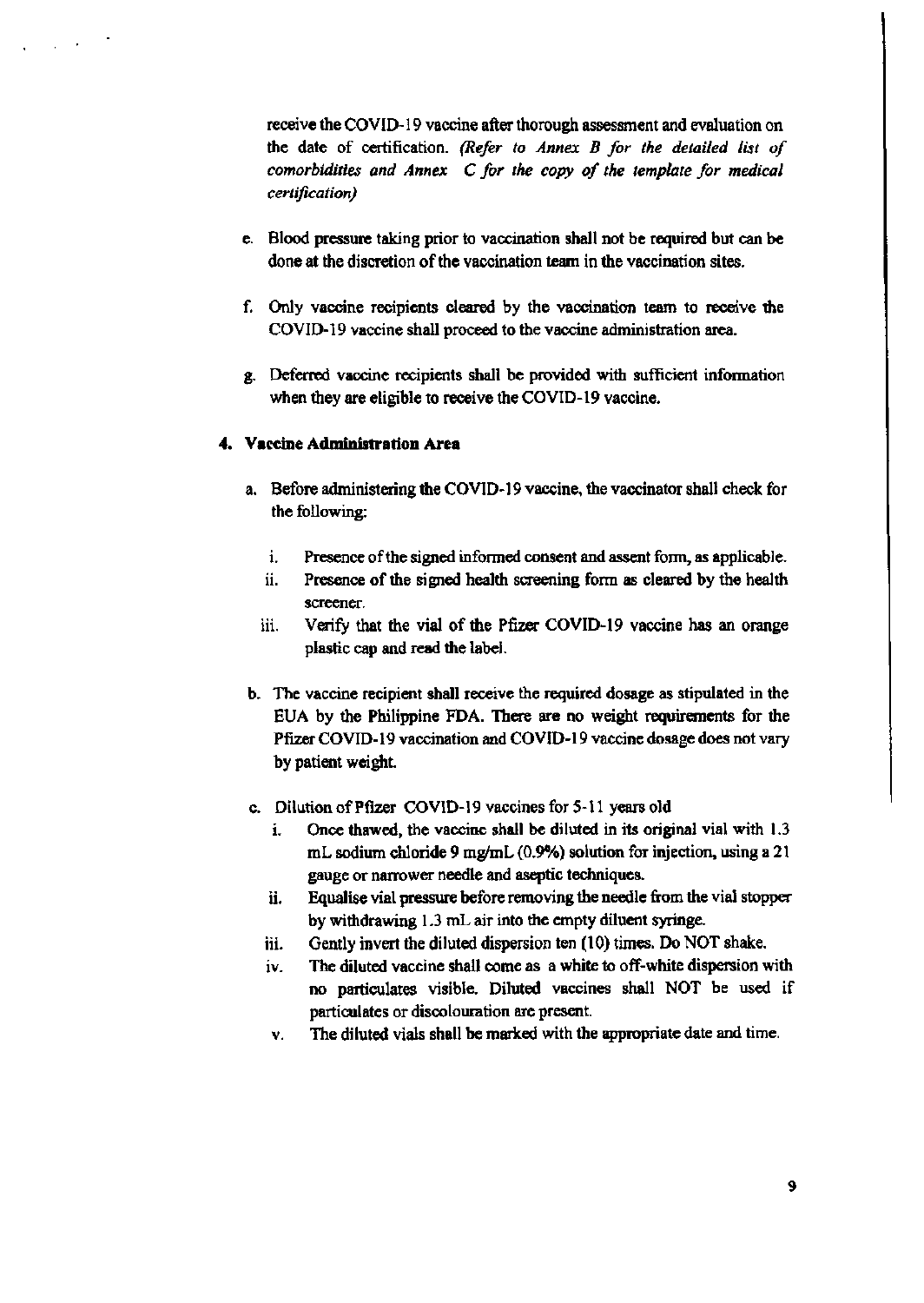receive the COVID-19 vaccine after thorough assessment and evaluation on the date of certification. *(Refer to Annex B for the detailed list of comorbidities and Annex C for the copy of the template for medical certification)*

e. Blood pressure taking prior to vaccination shall not be required but can be done at the discretion of the vaccination team in the vaccination sites.

f. Only vaccine recipients cleared by the vaccination team to receive the COVID-19 vaccine shall proceed to the vaccine administration area.

g. Deferred vaccine recipients shall be provided with sufficient information when they are eligible to receive the COVID-19 vaccine.

**4. Vaccine Administration Area**

a. Before administering the COVID-19 vaccine, the vaccinator shall check for the following:

   i. Presence of the signed informed consent and assent form, as applicable.
   ii. Presence of the signed health screening form as cleared by the health screener.
   iii. Verify that the vial of the Pfizer COVID-19 vaccine has an orange plastic cap and read the label.

b. The vaccine recipient shall receive the required dosage as stipulated in the EUA by the Philippine FDA. There are no weight requirements for the Pfizer COVID-19 vaccination and COVID-19 vaccine dosage does not vary by patient weight.

c. Dilution of Pfizer COVID-19 vaccines for 5-11 years old

   i. Once thawed, the vaccine shall be diluted in its original vial with 1.3 mL sodium chloride 9 mg/mL (0.9%) solution for injection, using a 21 gauge or narrower needle and aseptic techniques.
   ii. Equalise vial pressure before removing the needle from the vial stopper by withdrawing 1.3 mL air into the empty diluent syringe.
   iii. Gently invert the diluted dispersion ten (10) times. Do NOT shake.
   iv. The diluted vaccine shall come as a white to off-white dispersion with no particulates visible. Diluted vaccines shall NOT be used if particulates or discolouration are present.
   v. The diluted vials shall be marked with the appropriate date and time.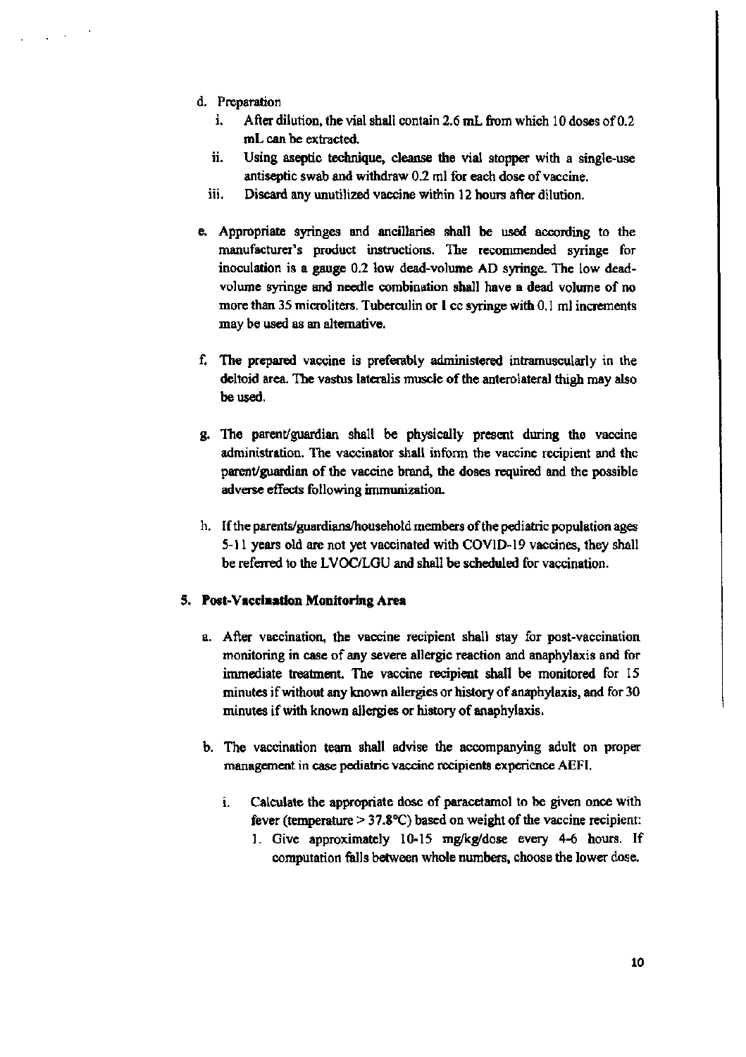d. Preparation
   i. After dilution, the vial shall contain 2.6 mL from which 10 doses of 0.2 mL can be extracted.
   ii. Using aseptic technique, cleanse the vial stopper with a single-use antiseptic swab and withdraw 0.2 ml for each dose of vaccine.
   iii. Discard any unutilized vaccine within 12 hours after dilution.

e. Appropriate syringes and ancillaries shall be used according to the manufacturer's product instructions. The recommended syringe for inoculation is a gauge 0.2 low dead-volume AD syringe. The low dead-volume syringe and needle combination shall have a dead volume of no more than 35 microliters. Tuberculin or 1 cc syringe with 0.1 ml increments may be used as an alternative.

f. The prepared vaccine is preferably administered intramuscularly in the deltoid area. The vastus lateralis muscle of the anterolateral thigh may also be used.

g. The parent/guardian shall be physically present during the vaccine administration. The vaccinator shall inform the vaccine recipient and the parent/guardian of the vaccine brand, the doses required and the possible adverse effects following immunization.

h. If the parents/guardians/household members of the pediatric population ages 5-11 years old are not yet vaccinated with COVID-19 vaccines, they shall be referred to the LVOC/LGU and shall be scheduled for vaccination.

### 5. Post-Vaccination Monitoring Area

a. After vaccination, the vaccine recipient shall stay for post-vaccination monitoring in case of any severe allergic reaction and anaphylaxis and for immediate treatment. The vaccine recipient shall be monitored for 15 minutes if without any known allergies or history of anaphylaxis, and for 30 minutes if with known allergies or history of anaphylaxis.

b. The vaccination team shall advise the accompanying adult on proper management in case pediatric vaccine recipients experience AEFI.

   i. Calculate the appropriate dose of paracetamol to be given once with fever (temperature > 37.8°C) based on weight of the vaccine recipient:
      1. Give approximately 10-15 mg/kg/dose every 4-6 hours. If computation falls between whole numbers, choose the lower dose.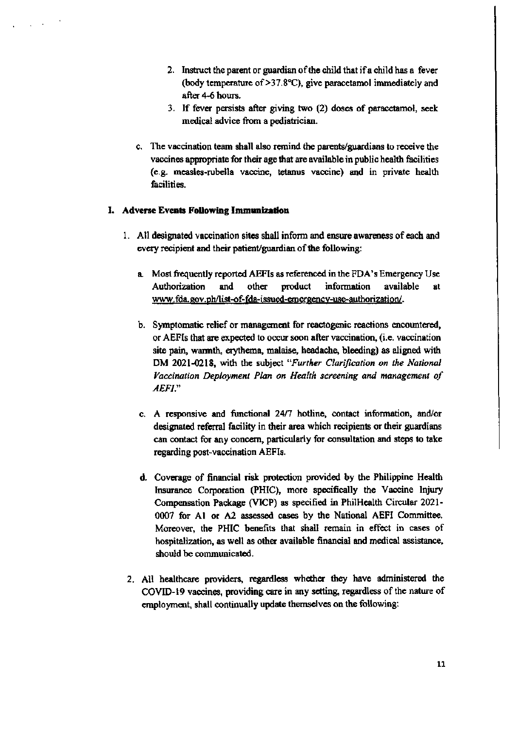2. Instruct the parent or guardian of the child that if a child has a fever (body temperature of >37.8°C), give paracetamol immediately and after 4-6 hours.
3. If fever persists after giving two (2) doses of paracetamol, seek medical advice from a pediatrician.

c. The vaccination team shall also remind the parents/guardians to receive the vaccines appropriate for their age that are available in public health facilities (e.g. measles-rubella vaccine, tetanus vaccine) and in private health facilities.

## I. Adverse Events Following Immunization

1. All designated vaccination sites shall inform and ensure awareness of each and every recipient and their patient/guardian of the following:

   a. Most frequently reported AEFIs as referenced in the FDA's Emergency Use Authorization and other product information available at www.fda.gov.ph/list-of-fda-issued-emergency-use-authorization/.

   b. Symptomatic relief or management for reactogenic reactions encountered, or AEFIs that are expected to occur soon after vaccination, (i.e. vaccination site pain, warmth, erythema, malaise, headache, bleeding) as aligned with DM 2021-0218, with the subject "*Further Clarification on the National Vaccination Deployment Plan on Health screening and management of AEFI.*"

   c. A responsive and functional 24/7 hotline, contact information, and/or designated referral facility in their area which recipients or their guardians can contact for any concern, particularly for consultation and steps to take regarding post-vaccination AEFIs.

   d. Coverage of financial risk protection provided by the Philippine Health Insurance Corporation (PHIC), more specifically the Vaccine Injury Compensation Package (VICP) as specified in PhilHealth Circular 2021-0007 for A1 or A2 assessed cases by the National AEFI Committee. Moreover, the PHIC benefits that shall remain in effect in cases of hospitalization, as well as other available financial and medical assistance, should be communicated.

2. All healthcare providers, regardless whether they have administered the COVID-19 vaccines, providing care in any setting, regardless of the nature of employment, shall continually update themselves on the following: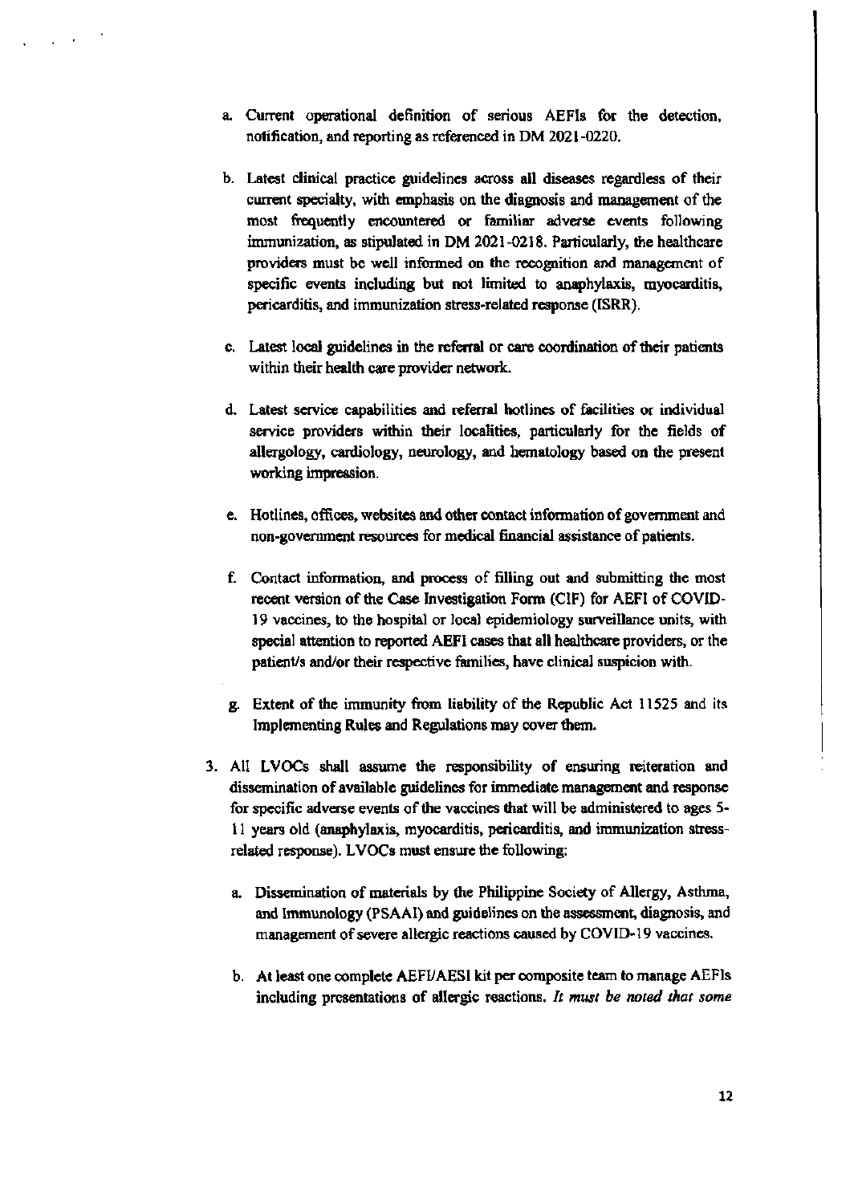a. Current operational definition of serious AEFIs for the detection, notification, and reporting as referenced in DM 2021-0220.

b. Latest clinical practice guidelines across all diseases regardless of their current specialty, with emphasis on the diagnosis and management of the most frequently encountered or familiar adverse events following immunization, as stipulated in DM 2021-0218. Particularly, the healthcare providers must be well informed on the recognition and management of specific events including but not limited to anaphylaxis, myocarditis, pericarditis, and immunization stress-related response (ISRR).

c. Latest local guidelines in the referral or care coordination of their patients within their health care provider network.

d. Latest service capabilities and referral hotlines of facilities or individual service providers within their localities, particularly for the fields of allergology, cardiology, neurology, and hematology based on the present working impression.

e. Hotlines, offices, websites and other contact information of government and non-government resources for medical financial assistance of patients.

f. Contact information, and process of filling out and submitting the most recent version of the Case Investigation Form (CIF) for AEFI of COVID-19 vaccines, to the hospital or local epidemiology surveillance units, with special attention to reported AEFI cases that all healthcare providers, or the patient/s and/or their respective families, have clinical suspicion with.

g. Extent of the immunity from liability of the Republic Act 11525 and its Implementing Rules and Regulations may cover them.

3. All LVOCs shall assume the responsibility of ensuring reiteration and dissemination of available guidelines for immediate management and response for specific adverse events of the vaccines that will be administered to ages 5-11 years old (anaphylaxis, myocarditis, pericarditis, and immunization stress-related response). LVOCs must ensure the following:

   a. Dissemination of materials by the Philippine Society of Allergy, Asthma, and Immunology (PSAAI) and guidelines on the assessment, diagnosis, and management of severe allergic reactions caused by COVID-19 vaccines.

   b. At least one complete AEFI/AESI kit per composite team to manage AEFIs including presentations of allergic reactions. *It must be noted that some*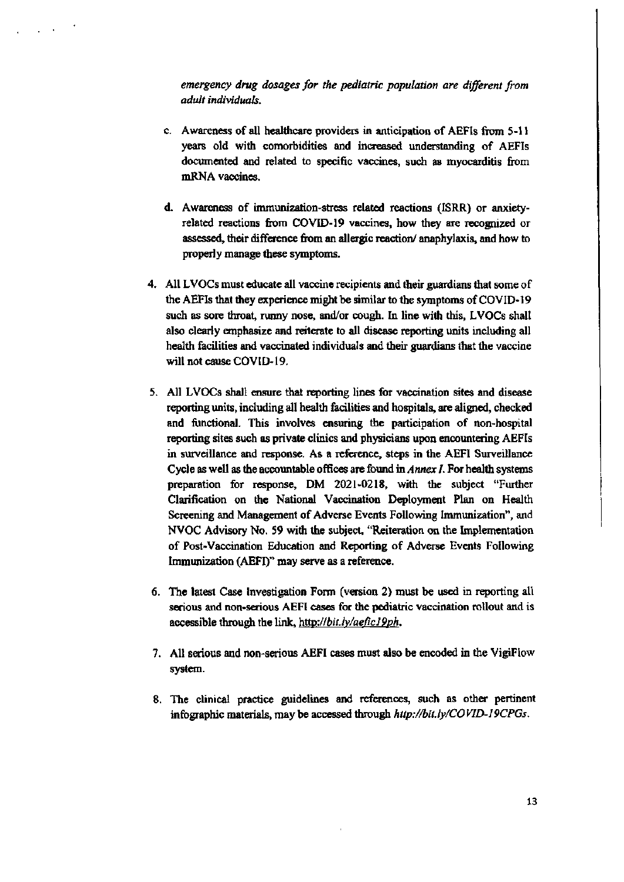*emergency drug dosages for the pediatric population are different from adult individuals.*

   c. Awareness of all healthcare providers in anticipation of AEFIs from 5-11 years old with comorbidities and increased understanding of AEFIs documented and related to specific vaccines, such as myocarditis from mRNA vaccines.

   d. Awareness of immunization-stress related reactions (ISRR) or anxiety-related reactions from COVID-19 vaccines, how they are recognized or assessed, their difference from an allergic reaction/ anaphylaxis, and how to properly manage these symptoms.

4. All LVOCs must educate all vaccine recipients and their guardians that some of the AEFIs that they experience might be similar to the symptoms of COVID-19 such as sore throat, runny nose, and/or cough. In line with this, LVOCs shall also clearly emphasize and reiterate to all disease reporting units including all health facilities and vaccinated individuals and their guardians that the vaccine will not cause COVID-19.

5. All LVOCs shall ensure that reporting lines for vaccination sites and disease reporting units, including all health facilities and hospitals, are aligned, checked and functional. This involves ensuring the participation of non-hospital reporting sites such as private clinics and physicians upon encountering AEFIs in surveillance and response. As a reference, steps in the AEFI Surveillance Cycle as well as the accountable offices are found in *Annex I*. For health systems preparation for response, DM 2021-0218, with the subject "Further Clarification on the National Vaccination Deployment Plan on Health Screening and Management of Adverse Events Following Immunization", and NVOC Advisory No. 59 with the subject, "Reiteration on the Implementation of Post-Vaccination Education and Reporting of Adverse Events Following Immunization (AEFI)" may serve as a reference.

6. The latest Case Investigation Form (version 2) must be used in reporting all serious and non-serious AEFI cases for the pediatric vaccination rollout and is accessible through the link, *http://bit.ly/aefic19ph*.

7. All serious and non-serious AEFI cases must also be encoded in the VigiFlow system.

8. The clinical practice guidelines and references, such as other pertinent infographic materials, may be accessed through *http://bit.ly/COVID-19CPGs*.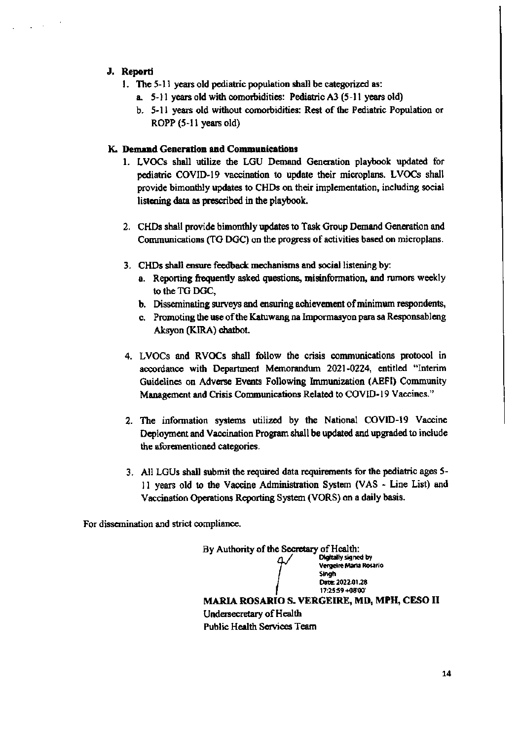**J. Reporti**

1. The 5-11 years old pediatric population shall be categorized as:
   a. 5-11 years old with comorbidities: Pediatric A3 (5-11 years old)
   b. 5-11 years old without comorbidities: Rest of the Pediatric Population or ROPP (5-11 years old)

**K. Demand Generation and Communications**

1. LVOCs shall utilize the LGU Demand Generation playbook updated for pediatric COVID-19 vaccination to update their microplans. LVOCs shall provide bimonthly updates to CHDs on their implementation, including social listening data as prescribed in the playbook.

2. CHDs shall provide bimonthly updates to Task Group Demand Generation and Communications (TG DGC) on the progress of activities based on microplans.

3. CHDs shall ensure feedback mechanisms and social listening by:
   a. Reporting frequently asked questions, misinformation, and rumors weekly to the TG DGC,
   b. Disseminating surveys and ensuring achievement of minimum respondents,
   c. Promoting the use of the Katuwang na Impormasyon para sa Responsableng Aksyon (KIRA) chatbot.

4. LVOCs and RVOCs shall follow the crisis communications protocol in accordance with Department Memorandum 2021-0224, entitled "Interim Guidelines on Adverse Events Following Immunization (AEFI) Community Management and Crisis Communications Related to COVID-19 Vaccines."

2. The information systems utilized by the National COVID-19 Vaccine Deployment and Vaccination Program shall be updated and upgraded to include the aforementioned categories.

3. All LGUs shall submit the required data requirements for the pediatric ages 5-11 years old to the Vaccine Administration System (VAS - Line List) and Vaccination Operations Reporting System (VORS) on a daily basis.

For dissemination and strict compliance.

By Authority of the Secretary of Health:

Digitally signed by Vergeire Maria Rosario Singh
Date: 2022.01.28 17:25:59 +08'00'

**MARIA ROSARIO S. VERGEIRE, MD, MPH, CESO II**
Undersecretary of Health
Public Health Services Team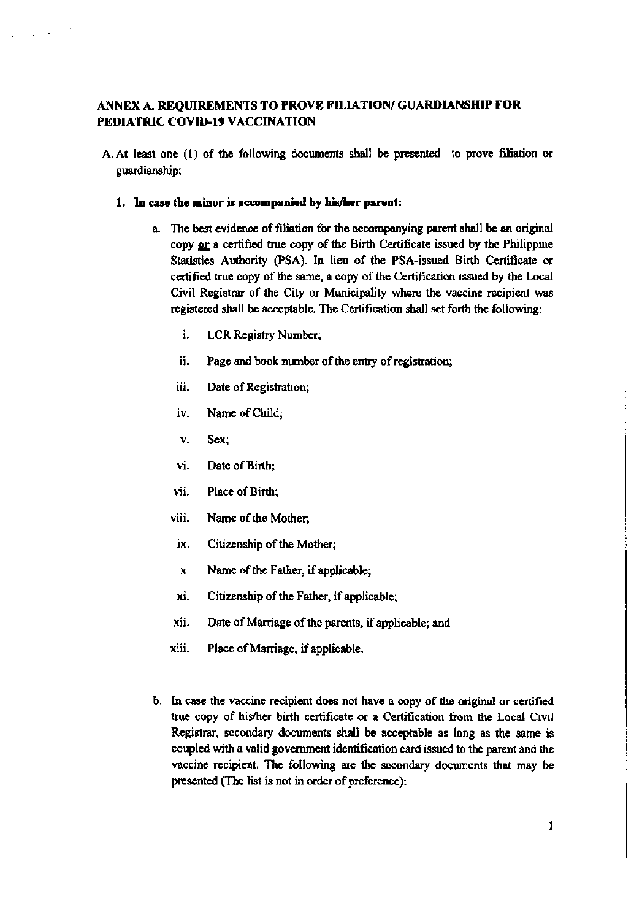**ANNEX A. REQUIREMENTS TO PROVE FILIATION/ GUARDIANSHIP FOR PEDIATRIC COVID-19 VACCINATION**

A. At least one (1) of the following documents shall be presented to prove filiation or guardianship:

**1. In case the minor is accompanied by his/her parent:**

a. The best evidence of filiation for the accompanying parent shall be an original copy **or** a certified true copy of the Birth Certificate issued by the Philippine Statistics Authority (PSA). In lieu of the PSA-issued Birth Certificate or certified true copy of the same, a copy of the Certification issued by the Local Civil Registrar of the City or Municipality where the vaccine recipient was registered shall be acceptable. The Certification shall set forth the following:

i. LCR Registry Number;

ii. Page and book number of the entry of registration;

iii. Date of Registration;

iv. Name of Child;

v. Sex;

vi. Date of Birth;

vii. Place of Birth;

viii. Name of the Mother;

ix. Citizenship of the Mother;

x. Name of the Father, if applicable;

xi. Citizenship of the Father, if applicable;

xii. Date of Marriage of the parents, if applicable; and

xiii. Place of Marriage, if applicable.

b. In case the vaccine recipient does not have a copy of the original or certified true copy of his/her birth certificate or a Certification from the Local Civil Registrar, secondary documents shall be acceptable as long as the same is coupled with a valid government identification card issued to the parent and the vaccine recipient. The following are the secondary documents that may be presented (The list is not in order of preference):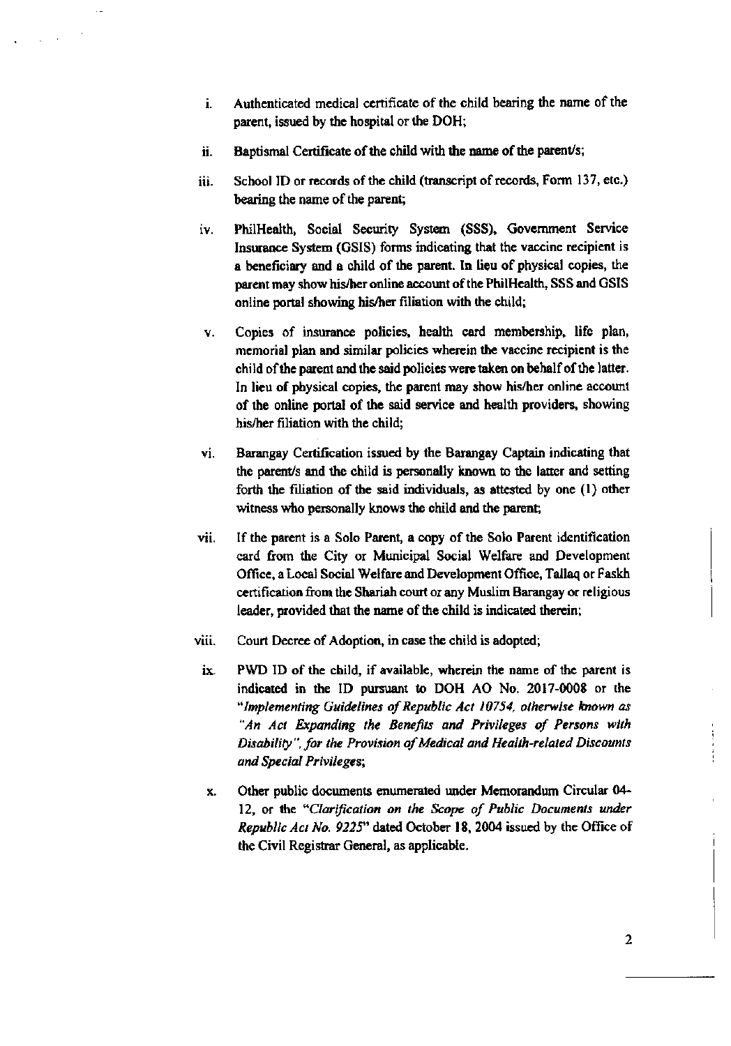i. Authenticated medical certificate of the child bearing the name of the parent, issued by the hospital or the DOH;

ii. Baptismal Certificate of the child with the name of the parent/s;

iii. School ID or records of the child (transcript of records, Form 137, etc.) bearing the name of the parent;

iv. PhilHealth, Social Security System (SSS), Government Service Insurance System (GSIS) forms indicating that the vaccine recipient is a beneficiary and a child of the parent. In lieu of physical copies, the parent may show his/her online account of the PhilHealth, SSS and GSIS online portal showing his/her filiation with the child;

v. Copies of insurance policies, health card membership, life plan, memorial plan and similar policies wherein the vaccine recipient is the child of the parent and the said policies were taken on behalf of the latter. In lieu of physical copies, the parent may show his/her online account of the online portal of the said service and health providers, showing his/her filiation with the child;

vi. Barangay Certification issued by the Barangay Captain indicating that the parent/s and the child is personally known to the latter and setting forth the filiation of the said individuals, as attested by one (1) other witness who personally knows the child and the parent;

vii. If the parent is a Solo Parent, a copy of the Solo Parent identification card from the City or Municipal Social Welfare and Development Office, a Local Social Welfare and Development Office, Tallaq or Faskh certification from the Shariah court or any Muslim Barangay or religious leader, provided that the name of the child is indicated therein;

viii. Court Decree of Adoption, in case the child is adopted;

ix. PWD ID of the child, if available, wherein the name of the parent is indicated in the ID pursuant to DOH AO No. 2017-0008 or the *"Implementing Guidelines of Republic Act 10754, otherwise known as "An Act Expanding the Benefits and Privileges of Persons with Disability", for the Provision of Medical and Health-related Discounts and Special Privileges*;

x. Other public documents enumerated under Memorandum Circular 04-12, or the *"Clarification on the Scope of Public Documents under Republic Act No. 9225"* dated October 18, 2004 issued by the Office of the Civil Registrar General, as applicable.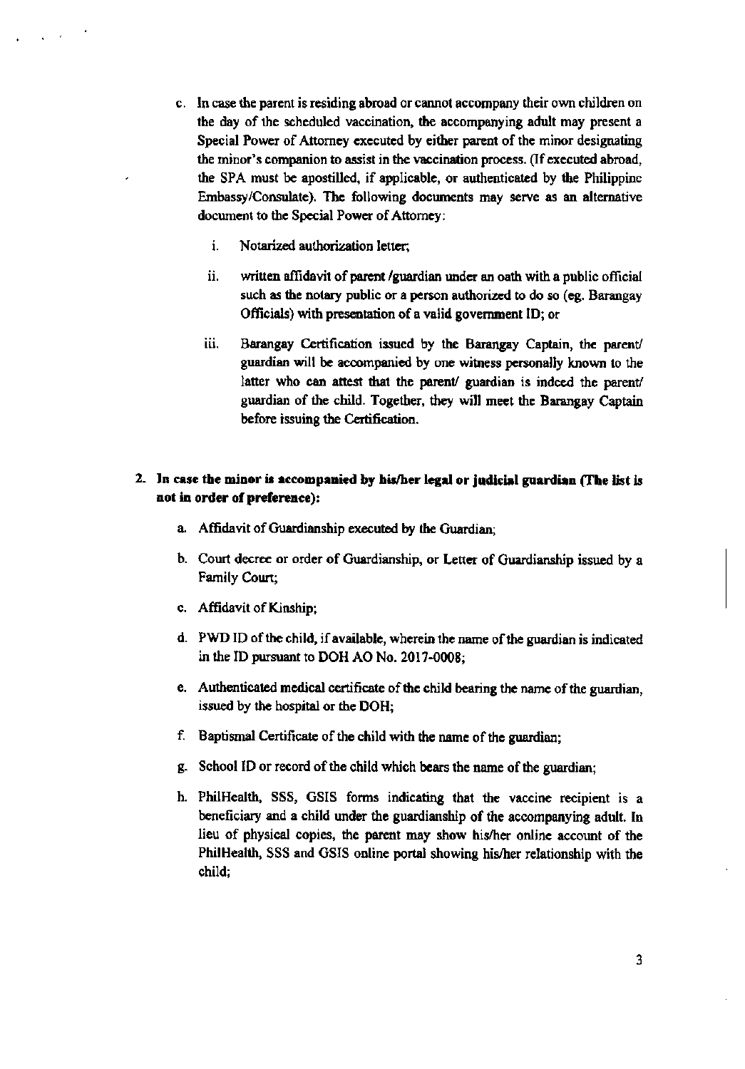c. In case the parent is residing abroad or cannot accompany their own children on the day of the scheduled vaccination, the accompanying adult may present a Special Power of Attorney executed by either parent of the minor designating the minor's companion to assist in the vaccination process. (If executed abroad, the SPA must be apostilled, if applicable, or authenticated by the Philippine Embassy/Consulate). The following documents may serve as an alternative document to the Special Power of Attorney:

   i. Notarized authorization letter;

   ii. written affidavit of parent /guardian under an oath with a public official such as the notary public or a person authorized to do so (eg. Barangay Officials) with presentation of a valid government ID; or

   iii. Barangay Certification issued by the Barangay Captain, the parent/ guardian will be accompanied by one witness personally known to the latter who can attest that the parent/ guardian is indeed the parent/ guardian of the child. Together, they will meet the Barangay Captain before issuing the Certification.

**2. In case the minor is accompanied by his/her legal or judicial guardian (The list is not in order of preference):**

a. Affidavit of Guardianship executed by the Guardian;

b. Court decree or order of Guardianship, or Letter of Guardianship issued by a Family Court;

c. Affidavit of Kinship;

d. PWD ID of the child, if available, wherein the name of the guardian is indicated in the ID pursuant to DOH AO No. 2017-0008;

e. Authenticated medical certificate of the child bearing the name of the guardian, issued by the hospital or the DOH;

f. Baptismal Certificate of the child with the name of the guardian;

g. School ID or record of the child which bears the name of the guardian;

h. PhilHealth, SSS, GSIS forms indicating that the vaccine recipient is a beneficiary and a child under the guardianship of the accompanying adult. In lieu of physical copies, the parent may show his/her online account of the PhilHealth, SSS and GSIS online portal showing his/her relationship with the child;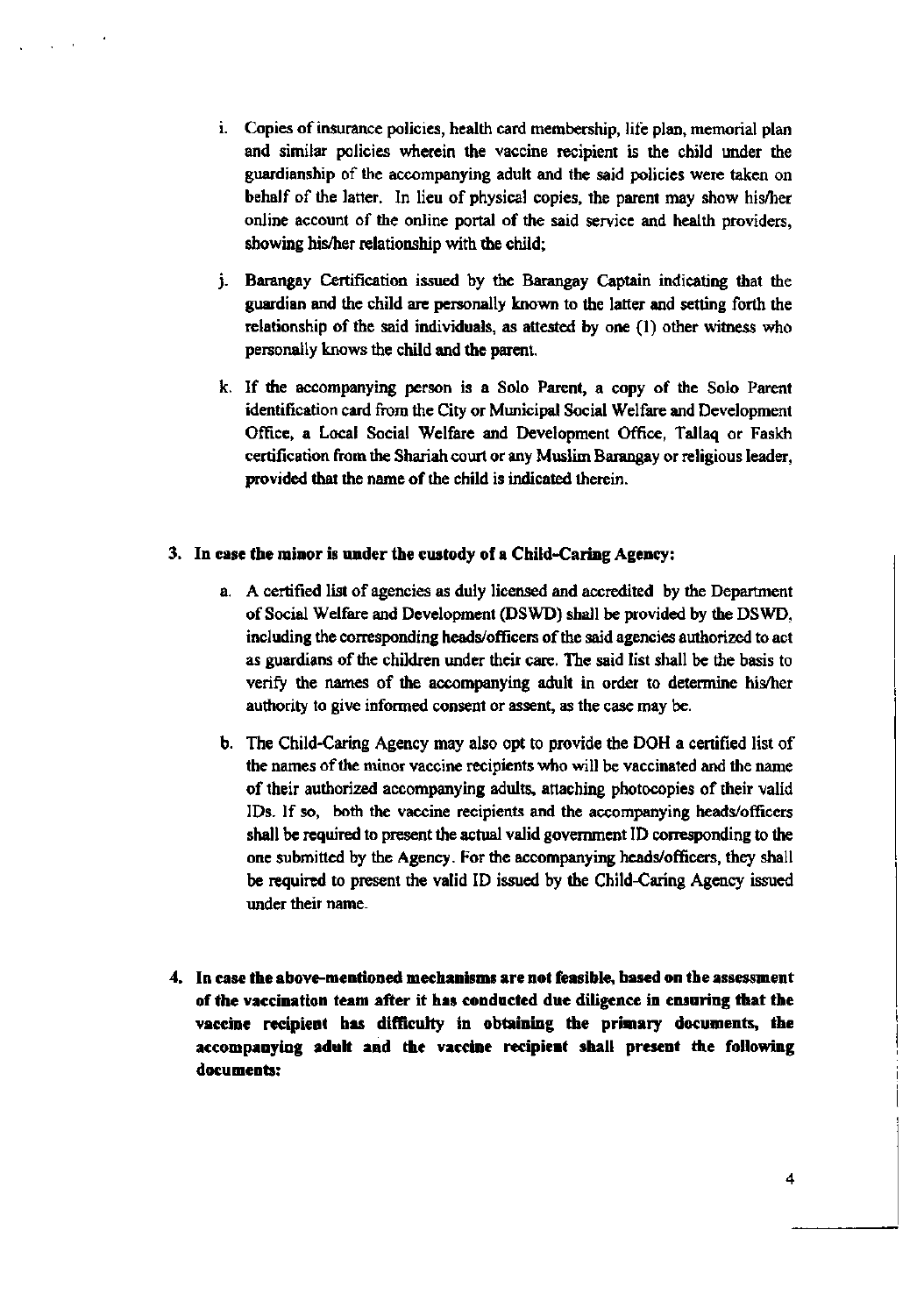i. Copies of insurance policies, health card membership, life plan, memorial plan and similar policies wherein the vaccine recipient is the child under the guardianship of the accompanying adult and the said policies were taken on behalf of the latter. In lieu of physical copies, the parent may show his/her online account of the online portal of the said service and health providers, showing his/her relationship with the child;

j. Barangay Certification issued by the Barangay Captain indicating that the guardian and the child are personally known to the latter and setting forth the relationship of the said individuals, as attested by one (1) other witness who personally knows the child and the parent.

k. If the accompanying person is a Solo Parent, a copy of the Solo Parent identification card from the City or Municipal Social Welfare and Development Office, a Local Social Welfare and Development Office, Tallaq or Faskh certification from the Shariah court or any Muslim Barangay or religious leader, provided that the name of the child is indicated therein.

**3. In case the minor is under the custody of a Child-Caring Agency:**

a. A certified list of agencies as duly licensed and accredited by the Department of Social Welfare and Development (DSWD) shall be provided by the DSWD, including the corresponding heads/officers of the said agencies authorized to act as guardians of the children under their care. The said list shall be the basis to verify the names of the accompanying adult in order to determine his/her authority to give informed consent or assent, as the case may be.

b. The Child-Caring Agency may also opt to provide the DOH a certified list of the names of the minor vaccine recipients who will be vaccinated and the name of their authorized accompanying adults, attaching photocopies of their valid IDs. If so, both the vaccine recipients and the accompanying heads/officers shall be required to present the actual valid government ID corresponding to the one submitted by the Agency. For the accompanying heads/officers, they shall be required to present the valid ID issued by the Child-Caring Agency issued under their name.

**4. In case the above-mentioned mechanisms are not feasible, based on the assessment of the vaccination team after it has conducted due diligence in ensuring that the vaccine recipient has difficulty in obtaining the primary documents, the accompanying adult and the vaccine recipient shall present the following documents:**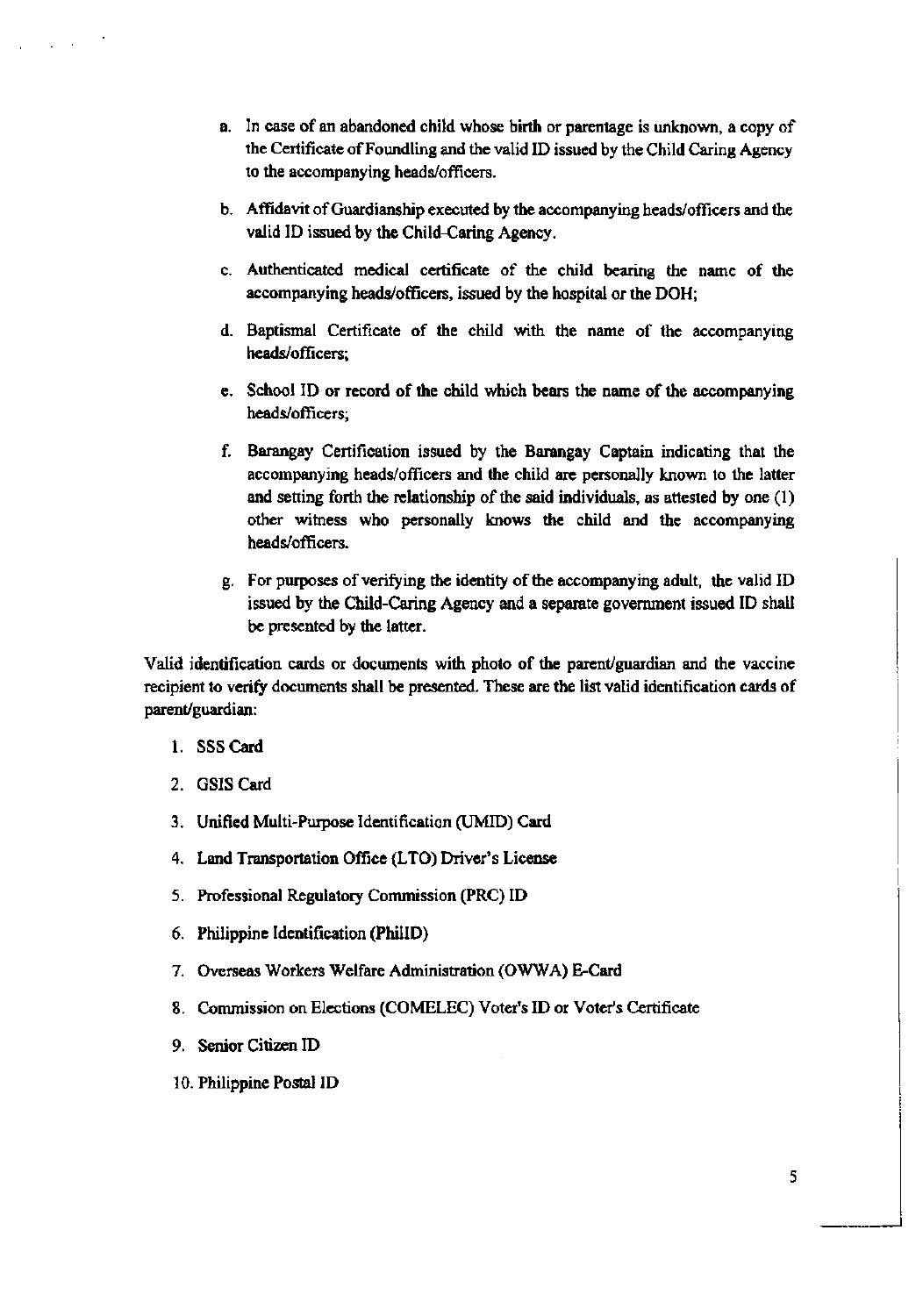a. In case of an abandoned child whose birth or parentage is unknown, a copy of the Certificate of Foundling and the valid ID issued by the Child Caring Agency to the accompanying heads/officers.

b. Affidavit of Guardianship executed by the accompanying heads/officers and the valid ID issued by the Child-Caring Agency.

c. Authenticated medical certificate of the child bearing the name of the accompanying heads/officers, issued by the hospital or the DOH;

d. Baptismal Certificate of the child with the name of the accompanying heads/officers;

e. School ID or record of the child which bears the name of the accompanying heads/officers;

f. Barangay Certification issued by the Barangay Captain indicating that the accompanying heads/officers and the child are personally known to the latter and setting forth the relationship of the said individuals, as attested by one (1) other witness who personally knows the child and the accompanying heads/officers.

g. For purposes of verifying the identity of the accompanying adult, the valid ID issued by the Child-Caring Agency and a separate government issued ID shall be presented by the latter.

Valid identification cards or documents with photo of the parent/guardian and the vaccine recipient to verify documents shall be presented. These are the list valid identification cards of parent/guardian:

1. SSS Card
2. GSIS Card
3. Unified Multi-Purpose Identification (UMID) Card
4. Land Transportation Office (LTO) Driver's License
5. Professional Regulatory Commission (PRC) ID
6. Philippine Identification (PhilID)
7. Overseas Workers Welfare Administration (OWWA) E-Card
8. Commission on Elections (COMELEC) Voter's ID or Voter's Certificate
9. Senior Citizen ID
10. Philippine Postal ID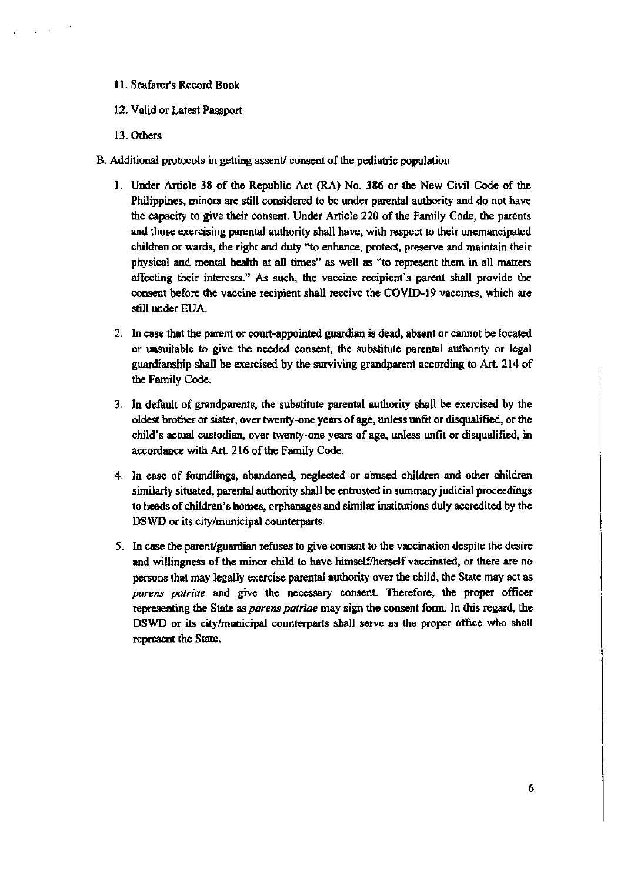11. Seafarer's Record Book

12. Valid or Latest Passport

13. Others

B. Additional protocols in getting assent/ consent of the pediatric population

1. Under Article 38 of the Republic Act (RA) No. 386 or the New Civil Code of the Philippines, minors are still considered to be under parental authority and do not have the capacity to give their consent. Under Article 220 of the Family Code, the parents and those exercising parental authority shall have, with respect to their unemancipated children or wards, the right and duty "to enhance, protect, preserve and maintain their physical and mental health at all times" as well as "to represent them in all matters affecting their interests." As such, the vaccine recipient's parent shall provide the consent before the vaccine recipient shall receive the COVID-19 vaccines, which are still under EUA.

2. In case that the parent or court-appointed guardian is dead, absent or cannot be located or unsuitable to give the needed consent, the substitute parental authority or legal guardianship shall be exercised by the surviving grandparent according to Art. 214 of the Family Code.

3. In default of grandparents, the substitute parental authority shall be exercised by the oldest brother or sister, over twenty-one years of age, unless unfit or disqualified, or the child's actual custodian, over twenty-one years of age, unless unfit or disqualified, in accordance with Art. 216 of the Family Code.

4. In case of foundlings, abandoned, neglected or abused children and other children similarly situated, parental authority shall be entrusted in summary judicial proceedings to heads of children's homes, orphanages and similar institutions duly accredited by the DSWD or its city/municipal counterparts.

5. In case the parent/guardian refuses to give consent to the vaccination despite the desire and willingness of the minor child to have himself/herself vaccinated, or there are no persons that may legally exercise parental authority over the child, the State may act as *parens patriae* and give the necessary consent. Therefore, the proper officer representing the State as *parens patriae* may sign the consent form. In this regard, the DSWD or its city/municipal counterparts shall serve as the proper office who shall represent the State.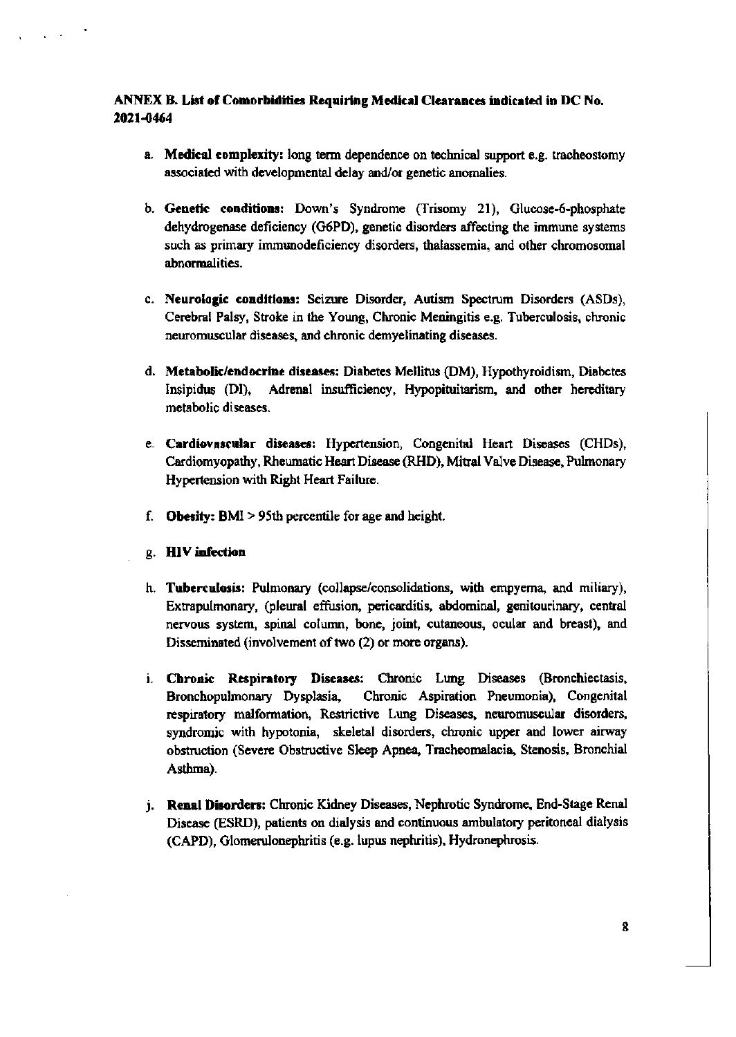**ANNEX B. List of Comorbidities Requiring Medical Clearances indicated in DC No. 2021-0464**

a. **Medical complexity:** long term dependence on technical support e.g. tracheostomy associated with developmental delay and/or genetic anomalies.

b. **Genetic conditions:** Down's Syndrome (Trisomy 21), Glucose-6-phosphate dehydrogenase deficiency (G6PD), genetic disorders affecting the immune systems such as primary immunodeficiency disorders, thalassemia, and other chromosomal abnormalities.

c. **Neurologic conditions:** Seizure Disorder, Autism Spectrum Disorders (ASDs), Cerebral Palsy, Stroke in the Young, Chronic Meningitis e.g. Tuberculosis, chronic neuromuscular diseases, and chronic demyelinating diseases.

d. **Metabolic/endocrine diseases:** Diabetes Mellitus (DM), Hypothyroidism, Diabetes Insipidus (DI), Adrenal insufficiency, Hypopituitarism, and other hereditary metabolic diseases.

e. **Cardiovascular diseases:** Hypertension, Congenital Heart Diseases (CHDs), Cardiomyopathy, Rheumatic Heart Disease (RHD), Mitral Valve Disease, Pulmonary Hypertension with Right Heart Failure.

f. **Obesity:** BMI > 95th percentile for age and height.

g. **HIV infection**

h. **Tuberculosis:** Pulmonary (collapse/consolidations, with empyema, and miliary), Extrapulmonary, (pleural effusion, pericarditis, abdominal, genitourinary, central nervous system, spinal column, bone, joint, cutaneous, ocular and breast), and Disseminated (involvement of two (2) or more organs).

i. **Chronic Respiratory Diseases:** Chronic Lung Diseases (Bronchiectasis, Bronchopulmonary Dysplasia, Chronic Aspiration Pneumonia), Congenital respiratory malformation, Restrictive Lung Diseases, neuromuscular disorders, syndromic with hypotonia, skeletal disorders, chronic upper and lower airway obstruction (Severe Obstructive Sleep Apnea, Tracheomalacia, Stenosis, Bronchial Asthma).

j. **Renal Disorders:** Chronic Kidney Diseases, Nephrotic Syndrome, End-Stage Renal Disease (ESRD), patients on dialysis and continuous ambulatory peritoneal dialysis (CAPD), Glomerulonephritis (e.g. lupus nephritis), Hydronephrosis.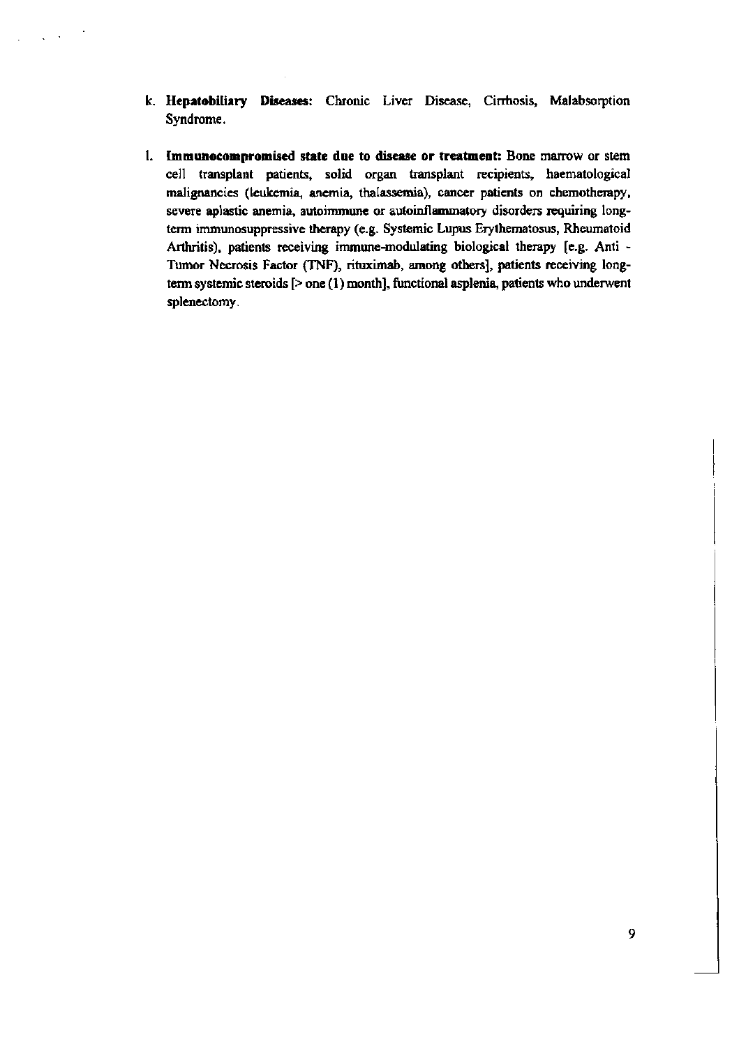k. **Hepatobiliary Diseases:** Chronic Liver Disease, Cirrhosis, Malabsorption Syndrome.

l. **Immunocompromised state due to disease or treatment:** Bone marrow or stem cell transplant patients, solid organ transplant recipients, haematological malignancies (leukemia, anemia, thalassemia), cancer patients on chemotherapy, severe aplastic anemia, autoimmune or autoinflammatory disorders requiring long-term immunosuppressive therapy (e.g. Systemic Lupus Erythematosus, Rheumatoid Arthritis), patients receiving immune-modulating biological therapy [e.g. Anti - Tumor Necrosis Factor (TNF), rituximab, among others], patients receiving long-term systemic steroids [> one (1) month], functional asplenia, patients who underwent splenectomy.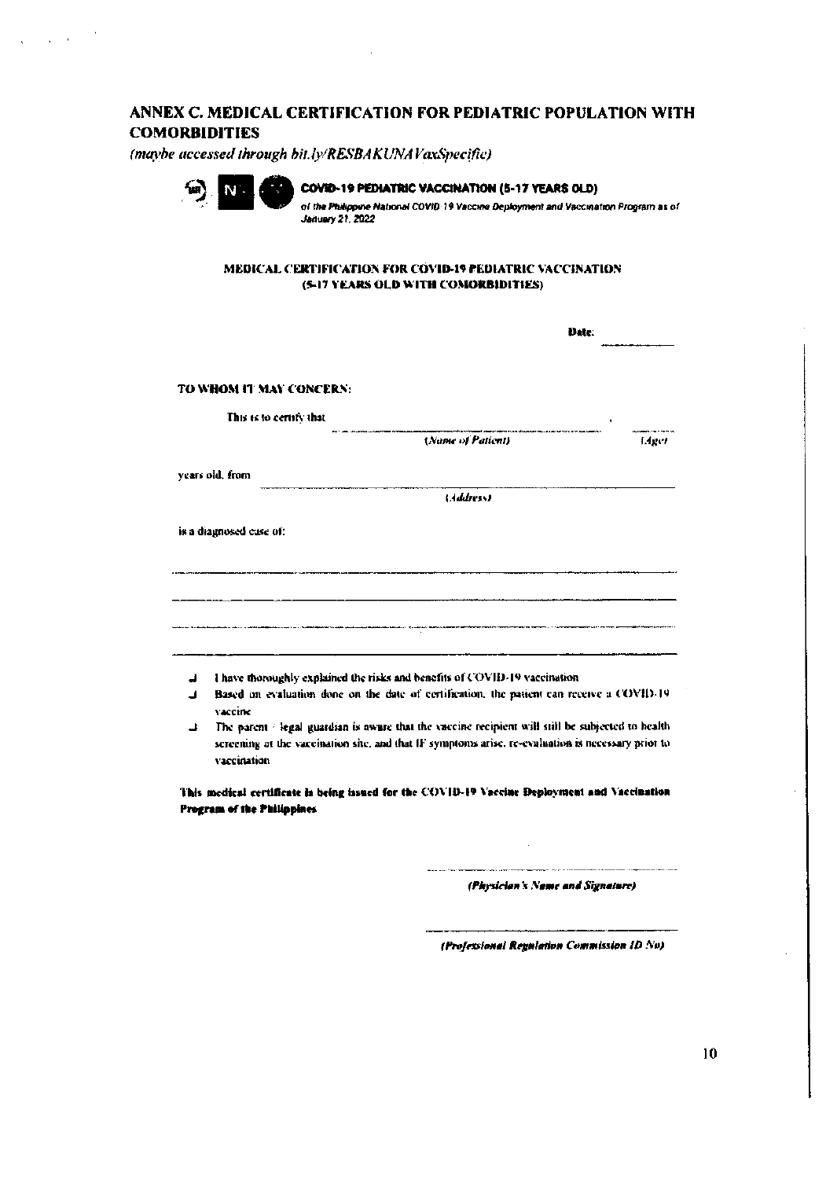## ANNEX C. MEDICAL CERTIFICATION FOR PEDIATRIC POPULATION WITH COMORBIDITIES

*(maybe accessed through bit.ly/RESBAKUNAVaxSpecific)*

**COVID-19 PEDIATRIC VACCINATION (5-17 YEARS OLD)**

*of the Philippine National COVID-19 Vaccine Deployment and Vaccination Program as of January 21, 2022*

**MEDICAL CERTIFICATION FOR COVID-19 PEDIATRIC VACCINATION (5-17 YEARS OLD WITH COMORBIDITIES)**

Date: ____________

TO WHOM IT MAY CONCERN:

This is to certify that ______________________________ , ______
*(Name of Patient)* *(Age)*

years old, from ______________________________
*(Address)*

is a diagnosed case of:

______________________________

______________________________

______________________________

______________________________

- ☐ I have thoroughly explained the risks and benefits of COVID-19 vaccination
- ☐ Based on evaluation done on the date of certification, the patient can receive a COVID-19 vaccine
- ☐ The parent / legal guardian is aware that the vaccine recipient will still be subjected to health screening at the vaccination site, and that IF symptoms arise, re-evaluation is necessary prior to vaccination

**This medical certificate is being issued for the COVID-19 Vaccine Deployment and Vaccination Program of the Philippines**

______________________________
***(Physician's Name and Signature)***

______________________________
***(Professional Regulation Commission ID No)***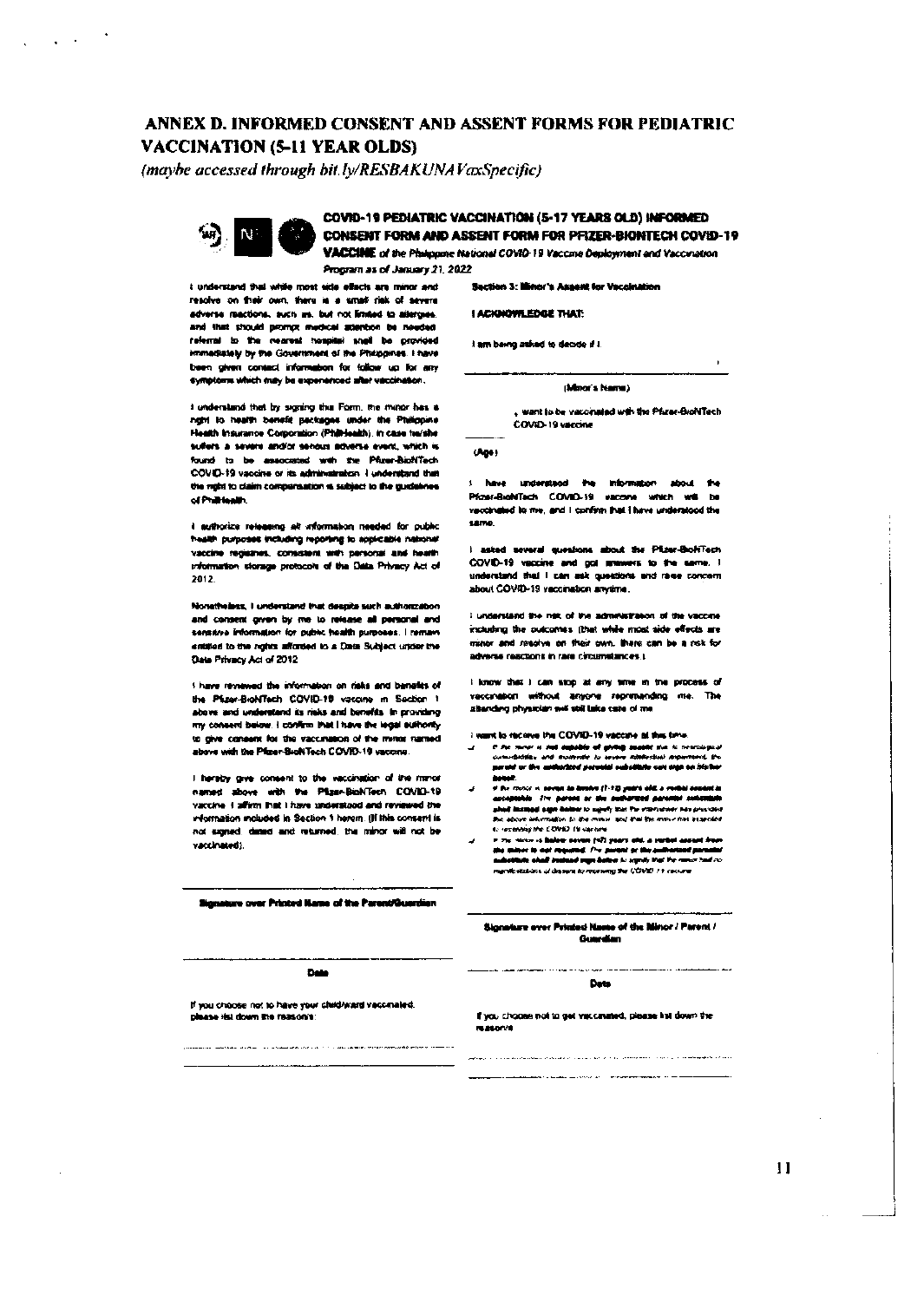# ANNEX D. INFORMED CONSENT AND ASSENT FORMS FOR PEDIATRIC VACCINATION (5-11 YEAR OLDS)

*(maybe accessed through bit.ly/RESBAKUNAVaxSpecific)*

## COVID-19 PEDIATRIC VACCINATION (5-17 YEARS OLD) INFORMED CONSENT FORM AND ASSENT FORM FOR PFIZER-BIONTECH COVID-19 VACCINE

*of the Philippine National COVID-19 Vaccine Deployment and Vaccination Program as of January 21, 2022*

I understand that while most side effects are minor and resolve on their own, there is a small risk of severe adverse reactions, such as, but not limited to allergies, and that should prompt medical attention be needed, referral to the nearest hospital shall be provided immediately by the Government of the Philippines. I have been given contact information for follow up for any symptoms which may be experienced after vaccination.

I understand that by signing the Form, the minor has a right to health benefit packages under the Philippine Health Insurance Corporation (PhilHealth), in case he/she suffers a severe and/or serious adverse event, which is found to be associated with the Pfizer-BioNTech COVID-19 vaccine or its administration. I understand that the right to claim compensation is subject to the guidelines of PhilHealth.

I authorize releasing all information needed for public health purposes including reporting to applicable national vaccine registries, consistent with personal and health information storage protocols of the Data Privacy Act of 2012.

Nonetheless, I understand that despite such authorization and consent given by me to release all personal and sensitive information for public health purposes, I remain entitled to the rights afforded to a Data Subject under the Data Privacy Act of 2012.

I have reviewed the information on risks and benefits of the Pfizer-BioNTech COVID-19 vaccine in Section 1 above and understand its risks and benefits. In providing my consent below, I confirm that I have the legal authority to give consent for the vaccination of the minor named above with the Pfizer-BioNTech COVID-19 vaccine.

I hereby give consent to the vaccination of the minor named above with the Pfizer-BioNTech COVID-19 vaccine. I affirm that I have understood and reviewed the information included in Section 1 herein. (If this consent is not signed, dated and returned, the minor will not be vaccinated).

\_\_\_\_\_\_\_\_\_\_\_\_\_\_\_\_\_\_\_\_\_\_\_\_\_\_\_\_\_\_\_\_

**Signature over Printed Name of the Parent/Guardian**

\_\_\_\_\_\_\_\_\_\_\_\_\_\_\_\_\_\_\_\_\_\_\_\_\_\_\_\_\_\_\_\_

**Date**

If you choose not to have your child/ward vaccinated, please list down the reasons:

\_\_\_\_\_\_\_\_\_\_\_\_\_\_\_\_\_\_\_\_\_\_\_\_\_\_\_\_\_\_\_\_

\_\_\_\_\_\_\_\_\_\_\_\_\_\_\_\_\_\_\_\_\_\_\_\_\_\_\_\_\_\_\_\_

**Section 3: Minor's Assent for Vaccination**

**I ACKNOWLEDGE THAT:**

I am being asked to decide if I,

\_\_\_\_\_\_\_\_\_\_\_\_\_\_\_\_\_\_\_\_\_\_\_\_\_\_\_\_\_\_\_\_,

(Minor's Name)

\_\_\_\_\_\_\_\_, want to be vaccinated with the Pfizer-BioNTech COVID-19 vaccine

(Age)

I have understood the information about the Pfizer-BioNTech COVID-19 vaccine which will be vaccinated to me, and I confirm that I have understood the same.

I asked several questions about the Pfizer-BioNTech COVID-19 vaccine and got answers to the same. I understand that I can ask questions and raise concern about COVID-19 vaccination anytime.

I understand the risk of the administration of the vaccine including the outcomes (that while most side effects are minor and resolve on their own, there can be a risk for adverse reactions in rare circumstances.)

I know that I can stop at any time in the process of vaccination without anyone reprimanding me. The attending physician will still take care of me.

I want to receive the COVID-19 vaccine at this time.

- If the minor is not capable of giving assent due to neurological comorbidities and moderate to severe intellectual impairment, the parent or the authorized parental substitute can sign on his/her behalf.
- If the minor is seven to twelve (7-12) years old, a verbal assent is acceptable. The parent or the authorized parental substitute shall instead sign below to signify that the interviewer has provided the above information to the minor, and that the minor has expressed (...) receiving the COVID-19 vaccine.
- If the minor is below seven (<7) years old, a verbal assent from the minor is not required. The parent or the authorized parental substitute shall instead sign below to signify that the minor had no manifestations of dissent to receiving the COVID-19 vaccine.

\_\_\_\_\_\_\_\_\_\_\_\_\_\_\_\_\_\_\_\_\_\_\_\_\_\_\_\_\_\_\_\_

**Signature over Printed Name of the Minor / Parent / Guardian**

\_\_\_\_\_\_\_\_\_\_\_\_\_\_\_\_\_\_\_\_\_\_\_\_\_\_\_\_\_\_\_\_

**Date**

If you choose not to get vaccinated, please list down the reasons

\_\_\_\_\_\_\_\_\_\_\_\_\_\_\_\_\_\_\_\_\_\_\_\_\_\_\_\_\_\_\_\_

\_\_\_\_\_\_\_\_\_\_\_\_\_\_\_\_\_\_\_\_\_\_\_\_\_\_\_\_\_\_\_\_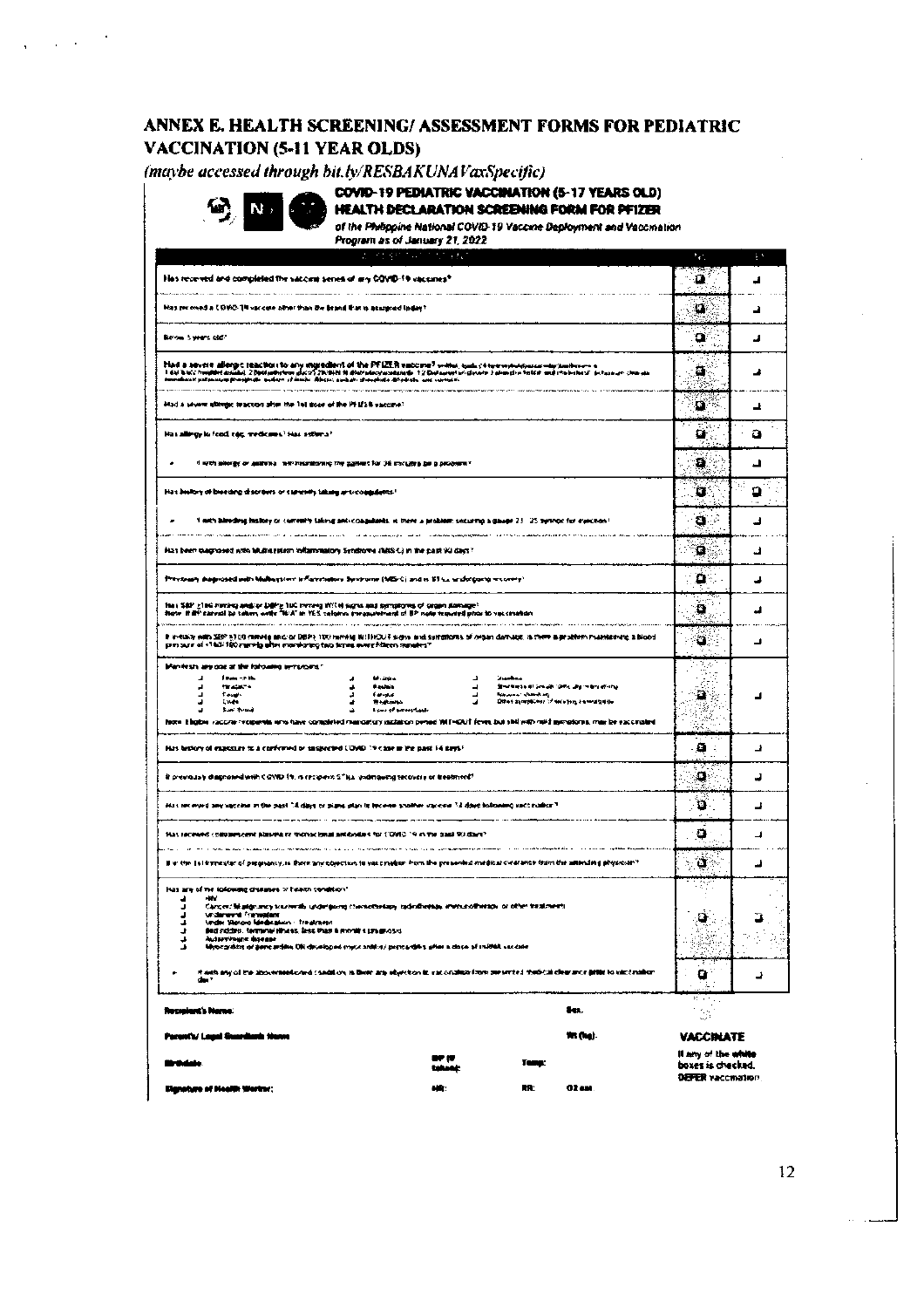## ANNEX E. HEALTH SCREENING/ ASSESSMENT FORMS FOR PEDIATRIC VACCINATION (5-11 YEAR OLDS)

*(maybe accessed through bit.ly/RESBAKUNAVaxSpecific)*

### COVID-19 PEDIATRIC VACCINATION (5-17 YEARS OLD) HEALTH DECLARATION SCREENING FORM FOR PFIZER

*of the Philippine National COVID-19 Vaccine Deployment and Vaccination Program as of January 21, 2022*

| | YES | NO |
|---|---|---|
| Has received and completed the vaccine series of any COVID-19 vaccines? | ☐ | ☐ |
| Has received a COVID-19 vaccine other than the brand that is assigned today? | ☐ | ☐ |
| Below 5 years old? | ☐ | ☐ |
| Had a severe allergic reaction to any ingredient of the PFIZER vaccine? | ☐ | ☐ |
| Had a severe allergic reaction after the 1st dose of the PFIZER vaccine? | ☐ | ☐ |
| Has allergy to food, egg, medicines? Has asthma? | ☐ | ☐ |
| • If with allergy or asthma, will monitoring the patient for 30 minutes be a problem? | ☐ | ☐ |
| Has history of bleeding disorders or currently taking anti-coagulants? | ☐ | ☐ |
| • If with bleeding history or currently taking anti-coagulants, is there a problem securing a gauge 23 - 25 syringe for injection? | ☐ | ☐ |
| Has been diagnosed with Multisystem Inflammatory Syndrome (MIS-C) in the past 90 days? | ☐ | ☐ |
| Previously diagnosed with Multisystem Inflammatory Syndrome (MIS-C) and is still undergoing recovery? | ☐ | ☐ |
| Has SBP ≥160 mmHg and/or DBP ≥100 mmHg WITH signs and symptoms of organ damage? Note: If BP cannot be taken, write "N/A" in YES column. measurement of BP note required prior to vaccination | ☐ | ☐ |
| If initially with SBP ≥160 mmHg and/or DBP ≥100 mmHg WITHOUT signs and symptoms of organ damage, is there a problem maintaining a blood pressure of <160/100 mmHg after monitoring two times every fifteen minutes? | ☐ | ☐ |
| Manifests any one of the following symptoms? ☐ Fever/chills ☐ Headache ☐ Cough ☐ Colds ☐ Sore throat ☐ Myalgia ☐ Rashes ☐ Fatigue ☐ Weakness ☐ Loss of smell/taste ☐ Diarrhea ☐ Shortness of breath/difficulty in breathing ☐ Nausea/vomiting ☐ Other symptoms. Note: Eligible vaccine recipients who have completed mandatory isolation period WITHOUT fever but still with mild symptoms, may be vaccinated | ☐ | ☐ |
| Has history of exposure to a confirmed or suspected COVID-19 case in the past 14 days? | ☐ | ☐ |
| If previously diagnosed with COVID-19, is recipient STILL undergoing recovery or treatment? | ☐ | ☐ |
| Has received any vaccine in the past 14 days or plans to receive another vaccine 14 days following vaccination? | ☐ | ☐ |
| Has received convalescent plasma or monoclonal antibodies for COVID-19 in the past 90 days? | ☐ | ☐ |
| If in the 1st trimester of pregnancy, is there any objection to vaccination from the presented medical clearance from the attending physician? | ☐ | ☐ |
| Has any of the following diseases or health condition? ☐ HIV ☐ Cancer/Malignancy currently undergoing chemotherapy, radiotherapy, immunotherapy or other treatment ☐ Underwent Transplant ☐ Under Steroid Medication / Treatment ☐ Bed ridden, terminal illness, less than 6 month's prognosis ☐ Autoimmune disease ☐ Myocarditis or pericarditis OR developed myocarditis or pericarditis after a dose of mRNA vaccine | ☐ | ☐ |
| • If with any of the abovementioned condition, is there any objection to vaccination from presented medical clearance prior to vaccination day? | ☐ | ☐ |

Recipient's Name: &nbsp;&nbsp;&nbsp;&nbsp; Sex:

Parent's/ Legal Guardian's Name: &nbsp;&nbsp;&nbsp;&nbsp; Wt (kg):

Birthdate: &nbsp;&nbsp;&nbsp;&nbsp; BP (if taken): &nbsp;&nbsp;&nbsp;&nbsp; Temp:

Signature of Health Worker: &nbsp;&nbsp;&nbsp;&nbsp; HR: &nbsp;&nbsp;&nbsp;&nbsp; RR: &nbsp;&nbsp;&nbsp;&nbsp; O2 sat:

**VACCINATE**

If any of the white boxes is checked, DEFER vaccination